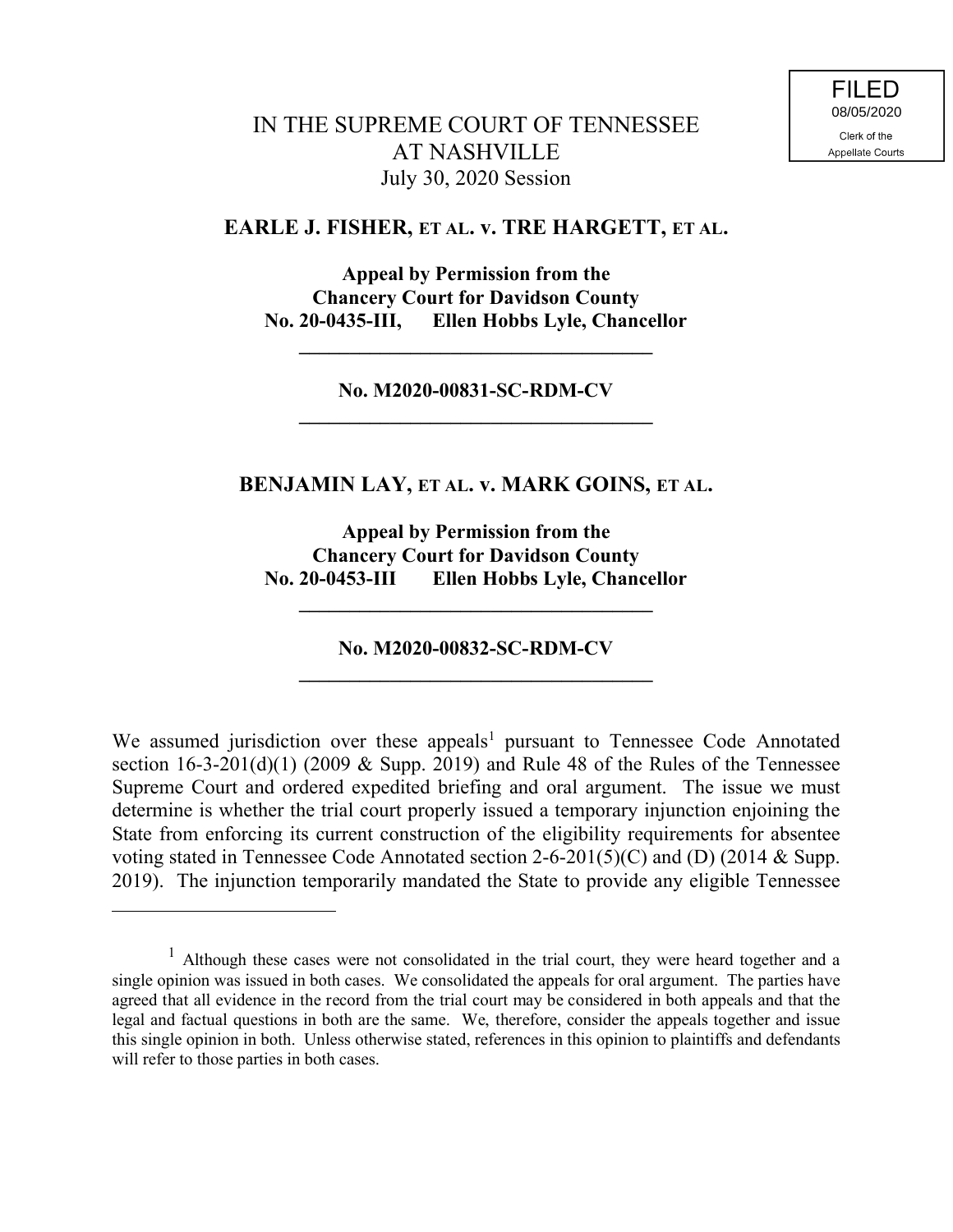FILED
08/05/2020
Clerk of the
Appellate Courts

# IN THE SUPREME COURT OF TENNESSEE AT NASHVILLE

July 30, 2020 Session

## EARLE J. FISHER, ET AL. v. TRE HARGETT, ET AL.

**Appeal by Permission from the Chancery Court for Davidson County No. 20-0435-III, Ellen Hobbs Lyle, Chancellor**

---

**No. M2020-00831-SC-RDM-CV**

---

## BENJAMIN LAY, ET AL. v. MARK GOINS, ET AL.

**Appeal by Permission from the Chancery Court for Davidson County No. 20-0453-III Ellen Hobbs Lyle, Chancellor**

---

**No. M2020-00832-SC-RDM-CV**

---

We assumed jurisdiction over these appeals[1] pursuant to Tennessee Code Annotated section 16-3-201(d)(1) (2009 & Supp. 2019) and Rule 48 of the Rules of the Tennessee Supreme Court and ordered expedited briefing and oral argument. The issue we must determine is whether the trial court properly issued a temporary injunction enjoining the State from enforcing its current construction of the eligibility requirements for absentee voting stated in Tennessee Code Annotated section 2-6-201(5)(C) and (D) (2014 & Supp. 2019). The injunction temporarily mandated the State to provide any eligible Tennessee

---

[1] Although these cases were not consolidated in the trial court, they were heard together and a single opinion was issued in both cases. We consolidated the appeals for oral argument. The parties have agreed that all evidence in the record from the trial court may be considered in both appeals and that the legal and factual questions in both are the same. We, therefore, consider the appeals together and issue this single opinion in both. Unless otherwise stated, references in this opinion to plaintiffs and defendants will refer to those parties in both cases.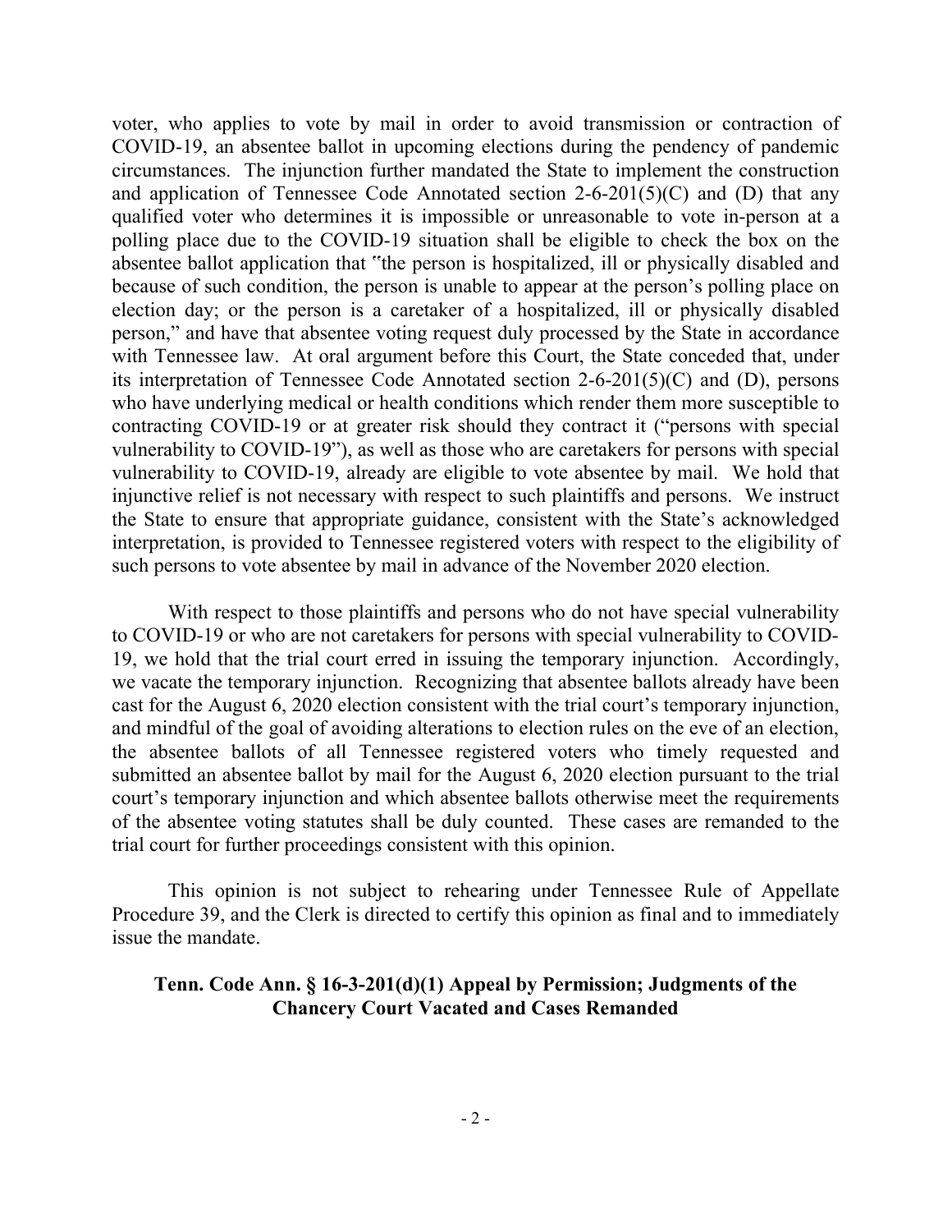voter, who applies to vote by mail in order to avoid transmission or contraction of COVID-19, an absentee ballot in upcoming elections during the pendency of pandemic circumstances. The injunction further mandated the State to implement the construction and application of Tennessee Code Annotated section 2-6-201(5)(C) and (D) that any qualified voter who determines it is impossible or unreasonable to vote in-person at a polling place due to the COVID-19 situation shall be eligible to check the box on the absentee ballot application that "the person is hospitalized, ill or physically disabled and because of such condition, the person is unable to appear at the person's polling place on election day; or the person is a caretaker of a hospitalized, ill or physically disabled person," and have that absentee voting request duly processed by the State in accordance with Tennessee law. At oral argument before this Court, the State conceded that, under its interpretation of Tennessee Code Annotated section 2-6-201(5)(C) and (D), persons who have underlying medical or health conditions which render them more susceptible to contracting COVID-19 or at greater risk should they contract it ("persons with special vulnerability to COVID-19"), as well as those who are caretakers for persons with special vulnerability to COVID-19, already are eligible to vote absentee by mail. We hold that injunctive relief is not necessary with respect to such plaintiffs and persons. We instruct the State to ensure that appropriate guidance, consistent with the State's acknowledged interpretation, is provided to Tennessee registered voters with respect to the eligibility of such persons to vote absentee by mail in advance of the November 2020 election.

With respect to those plaintiffs and persons who do not have special vulnerability to COVID-19 or who are not caretakers for persons with special vulnerability to COVID-19, we hold that the trial court erred in issuing the temporary injunction. Accordingly, we vacate the temporary injunction. Recognizing that absentee ballots already have been cast for the August 6, 2020 election consistent with the trial court's temporary injunction, and mindful of the goal of avoiding alterations to election rules on the eve of an election, the absentee ballots of all Tennessee registered voters who timely requested and submitted an absentee ballot by mail for the August 6, 2020 election pursuant to the trial court's temporary injunction and which absentee ballots otherwise meet the requirements of the absentee voting statutes shall be duly counted. These cases are remanded to the trial court for further proceedings consistent with this opinion.

This opinion is not subject to rehearing under Tennessee Rule of Appellate Procedure 39, and the Clerk is directed to certify this opinion as final and to immediately issue the mandate.

**Tenn. Code Ann. § 16-3-201(d)(1) Appeal by Permission; Judgments of the Chancery Court Vacated and Cases Remanded**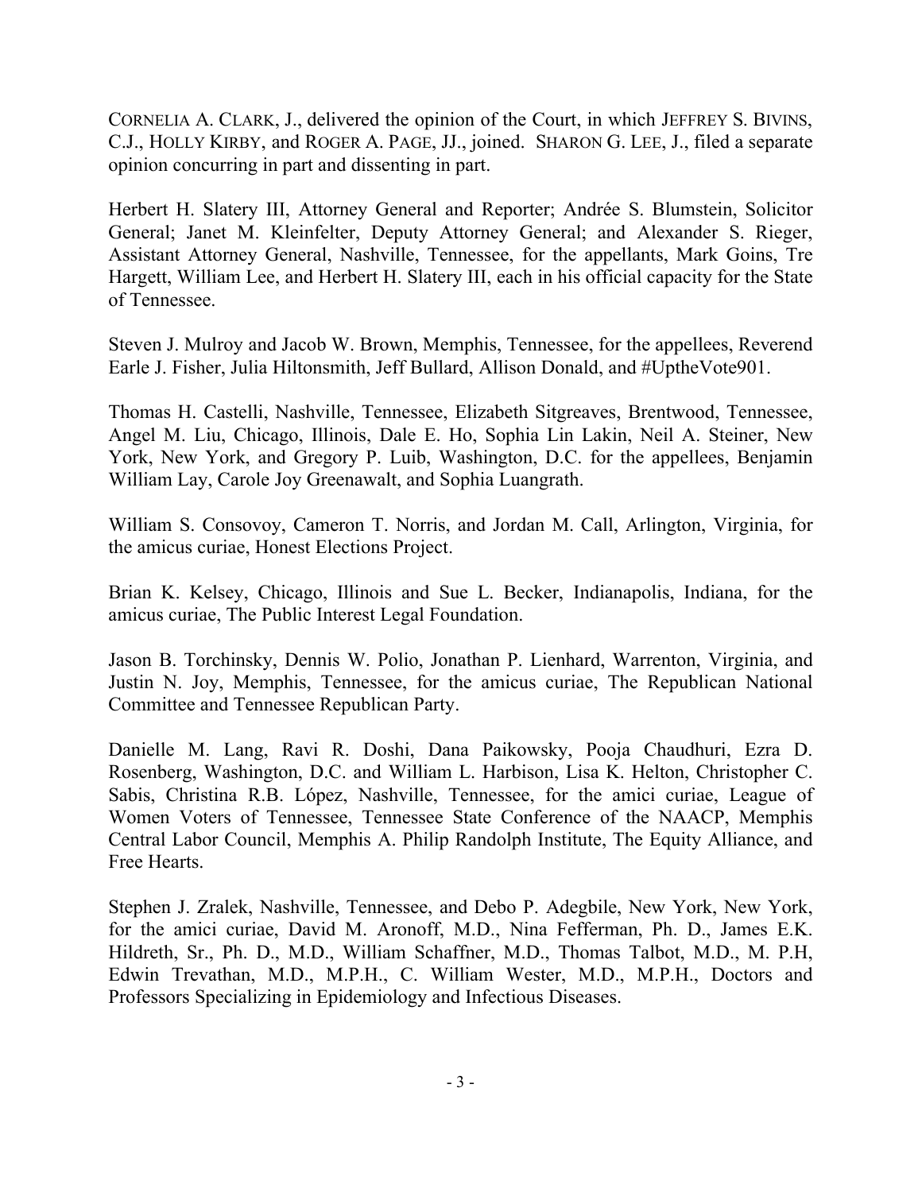CORNELIA A. CLARK, J., delivered the opinion of the Court, in which JEFFREY S. BIVINS, C.J., HOLLY KIRBY, and ROGER A. PAGE, JJ., joined. SHARON G. LEE, J., filed a separate opinion concurring in part and dissenting in part.

Herbert H. Slatery III, Attorney General and Reporter; Andrée S. Blumstein, Solicitor General; Janet M. Kleinfelter, Deputy Attorney General; and Alexander S. Rieger, Assistant Attorney General, Nashville, Tennessee, for the appellants, Mark Goins, Tre Hargett, William Lee, and Herbert H. Slatery III, each in his official capacity for the State of Tennessee.

Steven J. Mulroy and Jacob W. Brown, Memphis, Tennessee, for the appellees, Reverend Earle J. Fisher, Julia Hiltonsmith, Jeff Bullard, Allison Donald, and #UptheVote901.

Thomas H. Castelli, Nashville, Tennessee, Elizabeth Sitgreaves, Brentwood, Tennessee, Angel M. Liu, Chicago, Illinois, Dale E. Ho, Sophia Lin Lakin, Neil A. Steiner, New York, New York, and Gregory P. Luib, Washington, D.C. for the appellees, Benjamin William Lay, Carole Joy Greenawalt, and Sophia Luangrath.

William S. Consovoy, Cameron T. Norris, and Jordan M. Call, Arlington, Virginia, for the amicus curiae, Honest Elections Project.

Brian K. Kelsey, Chicago, Illinois and Sue L. Becker, Indianapolis, Indiana, for the amicus curiae, The Public Interest Legal Foundation.

Jason B. Torchinsky, Dennis W. Polio, Jonathan P. Lienhard, Warrenton, Virginia, and Justin N. Joy, Memphis, Tennessee, for the amicus curiae, The Republican National Committee and Tennessee Republican Party.

Danielle M. Lang, Ravi R. Doshi, Dana Paikowsky, Pooja Chaudhuri, Ezra D. Rosenberg, Washington, D.C. and William L. Harbison, Lisa K. Helton, Christopher C. Sabis, Christina R.B. López, Nashville, Tennessee, for the amici curiae, League of Women Voters of Tennessee, Tennessee State Conference of the NAACP, Memphis Central Labor Council, Memphis A. Philip Randolph Institute, The Equity Alliance, and Free Hearts.

Stephen J. Zralek, Nashville, Tennessee, and Debo P. Adegbile, New York, New York, for the amici curiae, David M. Aronoff, M.D., Nina Fefferman, Ph. D., James E.K. Hildreth, Sr., Ph. D., M.D., William Schaffner, M.D., Thomas Talbot, M.D., M. P.H, Edwin Trevathan, M.D., M.P.H., C. William Wester, M.D., M.P.H., Doctors and Professors Specializing in Epidemiology and Infectious Diseases.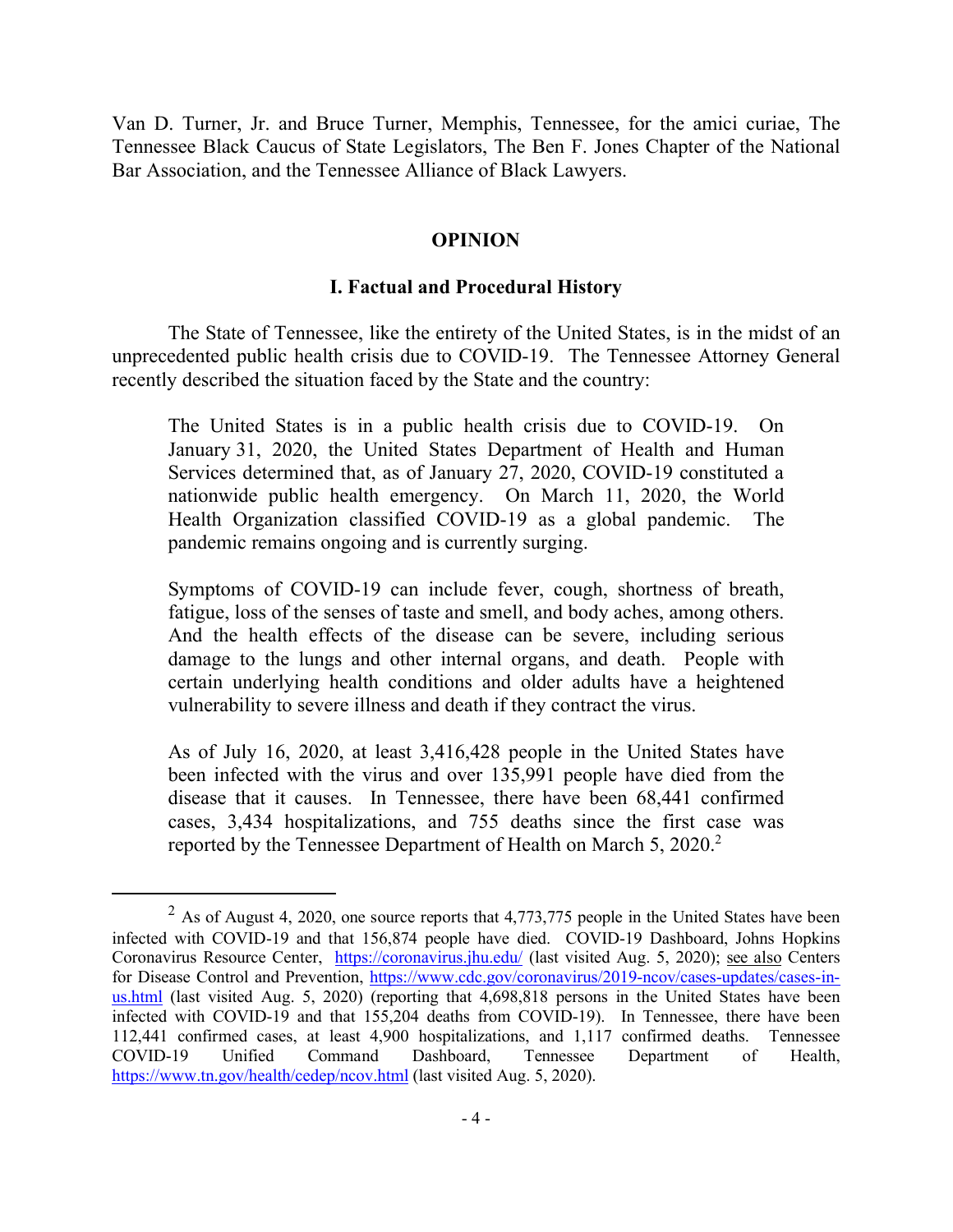Van D. Turner, Jr. and Bruce Turner, Memphis, Tennessee, for the amici curiae, The Tennessee Black Caucus of State Legislators, The Ben F. Jones Chapter of the National Bar Association, and the Tennessee Alliance of Black Lawyers.

## OPINION

### I. Factual and Procedural History

The State of Tennessee, like the entirety of the United States, is in the midst of an unprecedented public health crisis due to COVID-19. The Tennessee Attorney General recently described the situation faced by the State and the country:

> The United States is in a public health crisis due to COVID-19. On January 31, 2020, the United States Department of Health and Human Services determined that, as of January 27, 2020, COVID-19 constituted a nationwide public health emergency. On March 11, 2020, the World Health Organization classified COVID-19 as a global pandemic. The pandemic remains ongoing and is currently surging.
>
> Symptoms of COVID-19 can include fever, cough, shortness of breath, fatigue, loss of the senses of taste and smell, and body aches, among others. And the health effects of the disease can be severe, including serious damage to the lungs and other internal organs, and death. People with certain underlying health conditions and older adults have a heightened vulnerability to severe illness and death if they contract the virus.
>
> As of July 16, 2020, at least 3,416,428 people in the United States have been infected with the virus and over 135,991 people have died from the disease that it causes. In Tennessee, there have been 68,441 confirmed cases, 3,434 hospitalizations, and 755 deaths since the first case was reported by the Tennessee Department of Health on March 5, 2020.[2]

---

[2] As of August 4, 2020, one source reports that 4,773,775 people in the United States have been infected with COVID-19 and that 156,874 people have died. COVID-19 Dashboard, Johns Hopkins Coronavirus Resource Center, https://coronavirus.jhu.edu/ (last visited Aug. 5, 2020); see also Centers for Disease Control and Prevention, https://www.cdc.gov/coronavirus/2019-ncov/cases-updates/cases-in-us.html (last visited Aug. 5, 2020) (reporting that 4,698,818 persons in the United States have been infected with COVID-19 and that 155,204 deaths from COVID-19). In Tennessee, there have been 112,441 confirmed cases, at least 4,900 hospitalizations, and 1,117 confirmed deaths. Tennessee COVID-19 Unified Command Dashboard, Tennessee Department of Health, https://www.tn.gov/health/cedep/ncov.html (last visited Aug. 5, 2020).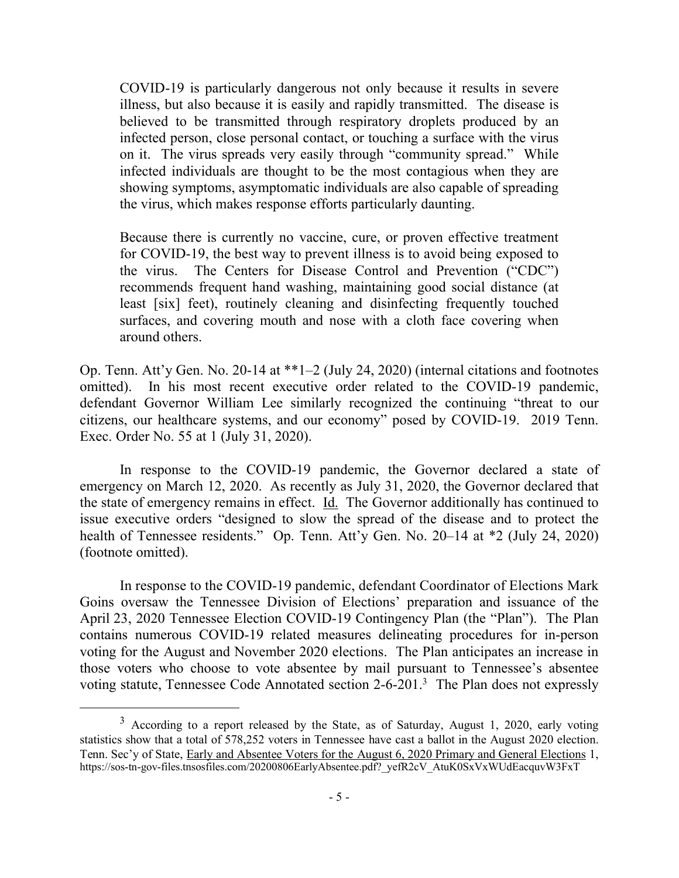> COVID-19 is particularly dangerous not only because it results in severe illness, but also because it is easily and rapidly transmitted. The disease is believed to be transmitted through respiratory droplets produced by an infected person, close personal contact, or touching a surface with the virus on it. The virus spreads very easily through "community spread." While infected individuals are thought to be the most contagious when they are showing symptoms, asymptomatic individuals are also capable of spreading the virus, which makes response efforts particularly daunting.
>
> Because there is currently no vaccine, cure, or proven effective treatment for COVID-19, the best way to prevent illness is to avoid being exposed to the virus. The Centers for Disease Control and Prevention ("CDC") recommends frequent hand washing, maintaining good social distance (at least [six] feet), routinely cleaning and disinfecting frequently touched surfaces, and covering mouth and nose with a cloth face covering when around others.

Op. Tenn. Att'y Gen. No. 20-14 at **1–2 (July 24, 2020) (internal citations and footnotes omitted). In his most recent executive order related to the COVID-19 pandemic, defendant Governor William Lee similarly recognized the continuing "threat to our citizens, our healthcare systems, and our economy" posed by COVID-19. 2019 Tenn. Exec. Order No. 55 at 1 (July 31, 2020).

In response to the COVID-19 pandemic, the Governor declared a state of emergency on March 12, 2020. As recently as July 31, 2020, the Governor declared that the state of emergency remains in effect. Id. The Governor additionally has continued to issue executive orders "designed to slow the spread of the disease and to protect the health of Tennessee residents." Op. Tenn. Att'y Gen. No. 20–14 at *2 (July 24, 2020) (footnote omitted).

In response to the COVID-19 pandemic, defendant Coordinator of Elections Mark Goins oversaw the Tennessee Division of Elections' preparation and issuance of the April 23, 2020 Tennessee Election COVID-19 Contingency Plan (the "Plan"). The Plan contains numerous COVID-19 related measures delineating procedures for in-person voting for the August and November 2020 elections. The Plan anticipates an increase in those voters who choose to vote absentee by mail pursuant to Tennessee's absentee voting statute, Tennessee Code Annotated section 2-6-201.[3] The Plan does not expressly

[3] According to a report released by the State, as of Saturday, August 1, 2020, early voting statistics show that a total of 578,252 voters in Tennessee have cast a ballot in the August 2020 election. Tenn. Sec'y of State, Early and Absentee Voters for the August 6, 2020 Primary and General Elections 1, https://sos-tn-gov-files.tnsosfiles.com/20200806EarlyAbsentee.pdf?_yefR2cV_AtuK0SxVxWUdEacquvW3FxT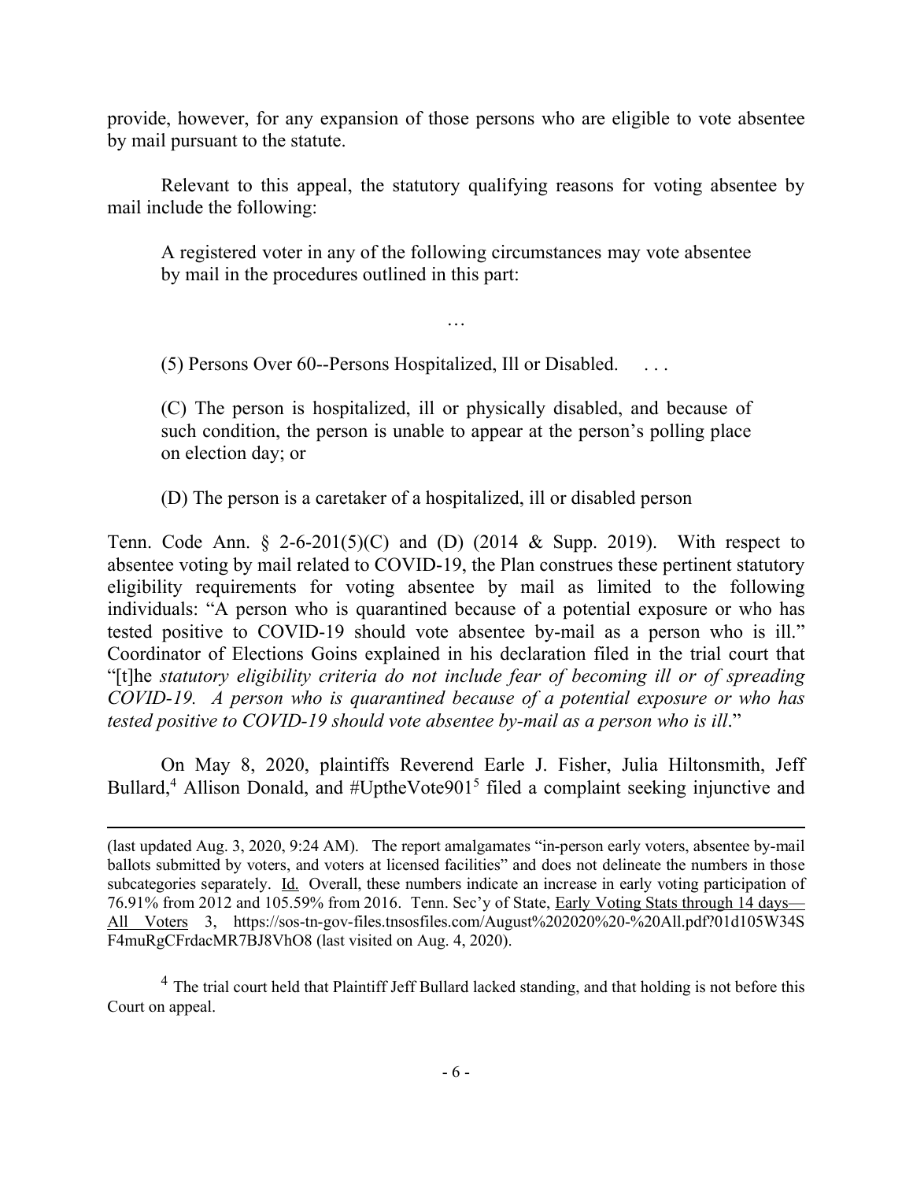provide, however, for any expansion of those persons who are eligible to vote absentee by mail pursuant to the statute.

Relevant to this appeal, the statutory qualifying reasons for voting absentee by mail include the following:

> A registered voter in any of the following circumstances may vote absentee by mail in the procedures outlined in this part:
>
> …
>
> (5) Persons Over 60--Persons Hospitalized, Ill or Disabled. . . .
>
> (C) The person is hospitalized, ill or physically disabled, and because of such condition, the person is unable to appear at the person's polling place on election day; or
>
> (D) The person is a caretaker of a hospitalized, ill or disabled person

Tenn. Code Ann. § 2-6-201(5)(C) and (D) (2014 & Supp. 2019). With respect to absentee voting by mail related to COVID-19, the Plan construes these pertinent statutory eligibility requirements for voting absentee by mail as limited to the following individuals: "A person who is quarantined because of a potential exposure or who has tested positive to COVID-19 should vote absentee by-mail as a person who is ill." Coordinator of Elections Goins explained in his declaration filed in the trial court that "[t]he *statutory eligibility criteria do not include fear of becoming ill or of spreading COVID-19. A person who is quarantined because of a potential exposure or who has tested positive to COVID-19 should vote absentee by-mail as a person who is ill*."

On May 8, 2020, plaintiffs Reverend Earle J. Fisher, Julia Hiltonsmith, Jeff Bullard,[4] Allison Donald, and #UptheVote901[5] filed a complaint seeking injunctive and

---

(last updated Aug. 3, 2020, 9:24 AM). The report amalgamates "in-person early voters, absentee by-mail ballots submitted by voters, and voters at licensed facilities" and does not delineate the numbers in those subcategories separately. Id. Overall, these numbers indicate an increase in early voting participation of 76.91% from 2012 and 105.59% from 2016. Tenn. Sec'y of State, Early Voting Stats through 14 days—All Voters 3, https://sos-tn-gov-files.tnsosfiles.com/August%202020%20-%20All.pdf?01d105W34SF4muRgCFrdacMR7BJ8VhO8 (last visited on Aug. 4, 2020).

[4] The trial court held that Plaintiff Jeff Bullard lacked standing, and that holding is not before this Court on appeal.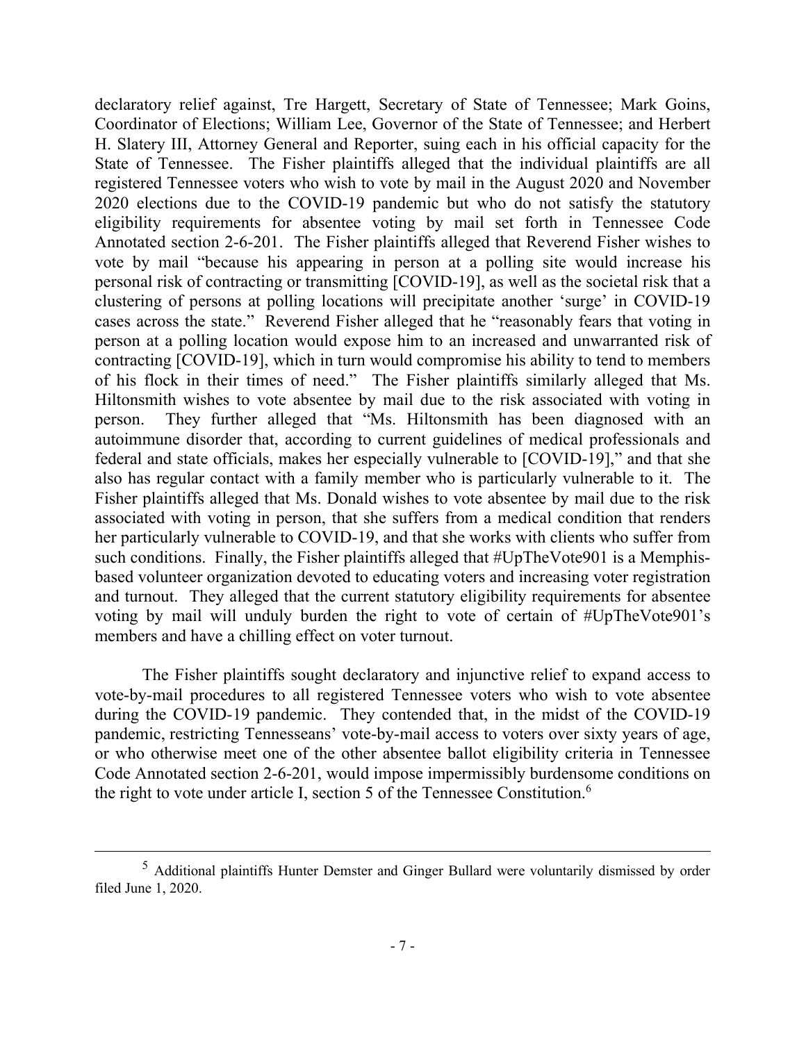declaratory relief against, Tre Hargett, Secretary of State of Tennessee; Mark Goins, Coordinator of Elections; William Lee, Governor of the State of Tennessee; and Herbert H. Slatery III, Attorney General and Reporter, suing each in his official capacity for the State of Tennessee. The Fisher plaintiffs alleged that the individual plaintiffs are all registered Tennessee voters who wish to vote by mail in the August 2020 and November 2020 elections due to the COVID-19 pandemic but who do not satisfy the statutory eligibility requirements for absentee voting by mail set forth in Tennessee Code Annotated section 2-6-201. The Fisher plaintiffs alleged that Reverend Fisher wishes to vote by mail "because his appearing in person at a polling site would increase his personal risk of contracting or transmitting [COVID-19], as well as the societal risk that a clustering of persons at polling locations will precipitate another 'surge' in COVID-19 cases across the state." Reverend Fisher alleged that he "reasonably fears that voting in person at a polling location would expose him to an increased and unwarranted risk of contracting [COVID-19], which in turn would compromise his ability to tend to members of his flock in their times of need." The Fisher plaintiffs similarly alleged that Ms. Hiltonsmith wishes to vote absentee by mail due to the risk associated with voting in person. They further alleged that "Ms. Hiltonsmith has been diagnosed with an autoimmune disorder that, according to current guidelines of medical professionals and federal and state officials, makes her especially vulnerable to [COVID-19]," and that she also has regular contact with a family member who is particularly vulnerable to it. The Fisher plaintiffs alleged that Ms. Donald wishes to vote absentee by mail due to the risk associated with voting in person, that she suffers from a medical condition that renders her particularly vulnerable to COVID-19, and that she works with clients who suffer from such conditions. Finally, the Fisher plaintiffs alleged that #UpTheVote901 is a Memphis-based volunteer organization devoted to educating voters and increasing voter registration and turnout. They alleged that the current statutory eligibility requirements for absentee voting by mail will unduly burden the right to vote of certain of #UpTheVote901's members and have a chilling effect on voter turnout.

The Fisher plaintiffs sought declaratory and injunctive relief to expand access to vote-by-mail procedures to all registered Tennessee voters who wish to vote absentee during the COVID-19 pandemic. They contended that, in the midst of the COVID-19 pandemic, restricting Tennesseans' vote-by-mail access to voters over sixty years of age, or who otherwise meet one of the other absentee ballot eligibility criteria in Tennessee Code Annotated section 2-6-201, would impose impermissibly burdensome conditions on the right to vote under article I, section 5 of the Tennessee Constitution.[6]

---

[5] Additional plaintiffs Hunter Demster and Ginger Bullard were voluntarily dismissed by order filed June 1, 2020.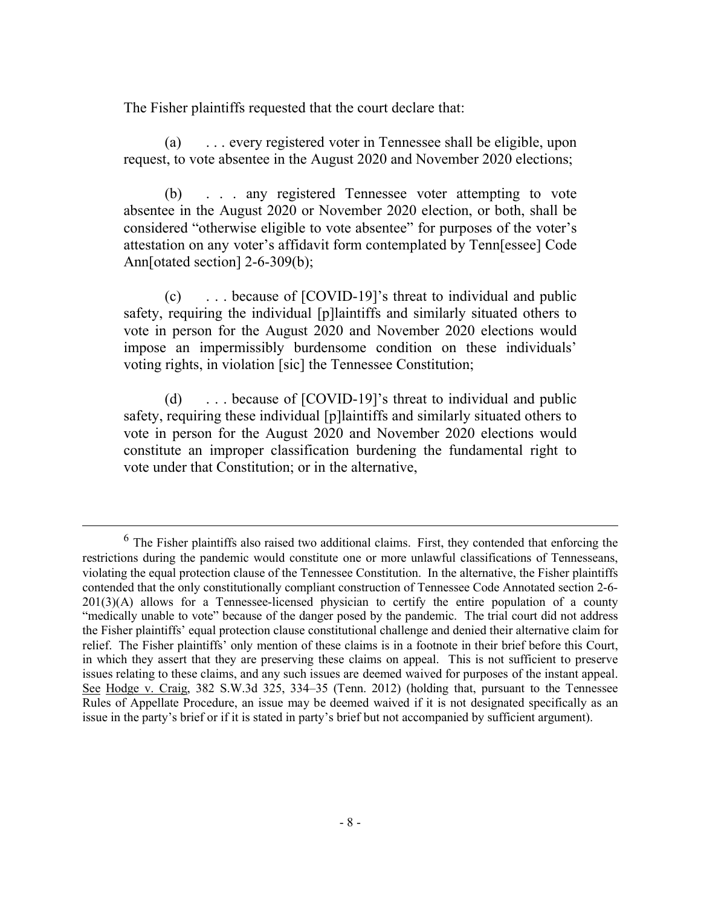The Fisher plaintiffs requested that the court declare that:

> (a) . . . every registered voter in Tennessee shall be eligible, upon request, to vote absentee in the August 2020 and November 2020 elections;
>
> (b) . . . any registered Tennessee voter attempting to vote absentee in the August 2020 or November 2020 election, or both, shall be considered "otherwise eligible to vote absentee" for purposes of the voter's attestation on any voter's affidavit form contemplated by Tenn[essee] Code Ann[otated section] 2-6-309(b);
>
> (c) . . . because of [COVID-19]'s threat to individual and public safety, requiring the individual [p]laintiffs and similarly situated others to vote in person for the August 2020 and November 2020 elections would impose an impermissibly burdensome condition on these individuals' voting rights, in violation [sic] the Tennessee Constitution;
>
> (d) . . . because of [COVID-19]'s threat to individual and public safety, requiring these individual [p]laintiffs and similarly situated others to vote in person for the August 2020 and November 2020 elections would constitute an improper classification burdening the fundamental right to vote under that Constitution; or in the alternative,

---

[6] The Fisher plaintiffs also raised two additional claims. First, they contended that enforcing the restrictions during the pandemic would constitute one or more unlawful classifications of Tennesseans, violating the equal protection clause of the Tennessee Constitution. In the alternative, the Fisher plaintiffs contended that the only constitutionally compliant construction of Tennessee Code Annotated section 2-6-201(3)(A) allows for a Tennessee-licensed physician to certify the entire population of a county "medically unable to vote" because of the danger posed by the pandemic. The trial court did not address the Fisher plaintiffs' equal protection clause constitutional challenge and denied their alternative claim for relief. The Fisher plaintiffs' only mention of these claims is in a footnote in their brief before this Court, in which they assert that they are preserving these claims on appeal. This is not sufficient to preserve issues relating to these claims, and any such issues are deemed waived for purposes of the instant appeal. See Hodge v. Craig, 382 S.W.3d 325, 334–35 (Tenn. 2012) (holding that, pursuant to the Tennessee Rules of Appellate Procedure, an issue may be deemed waived if it is not designated specifically as an issue in the party's brief or if it is stated in party's brief but not accompanied by sufficient argument).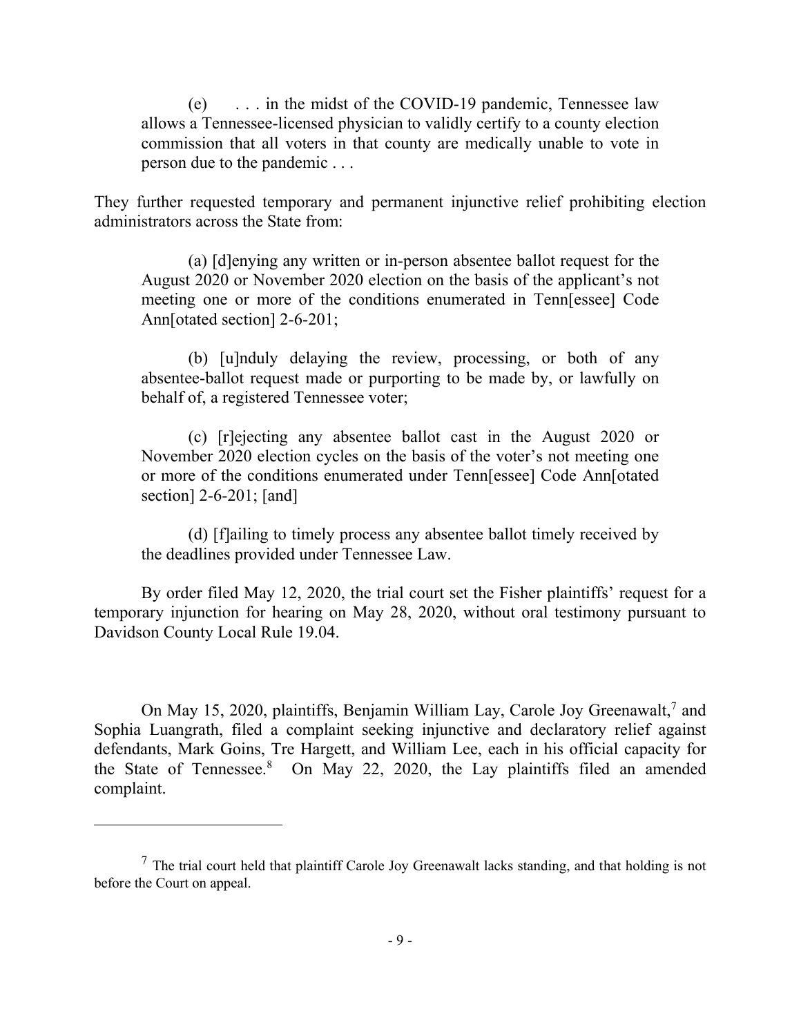(e) . . . in the midst of the COVID-19 pandemic, Tennessee law allows a Tennessee-licensed physician to validly certify to a county election commission that all voters in that county are medically unable to vote in person due to the pandemic . . .

They further requested temporary and permanent injunctive relief prohibiting election administrators across the State from:

(a) [d]enying any written or in-person absentee ballot request for the August 2020 or November 2020 election on the basis of the applicant's not meeting one or more of the conditions enumerated in Tenn[essee] Code Ann[otated section] 2-6-201;

(b) [u]nduly delaying the review, processing, or both of any absentee-ballot request made or purporting to be made by, or lawfully on behalf of, a registered Tennessee voter;

(c) [r]ejecting any absentee ballot cast in the August 2020 or November 2020 election cycles on the basis of the voter's not meeting one or more of the conditions enumerated under Tenn[essee] Code Ann[otated section] 2-6-201; [and]

(d) [f]ailing to timely process any absentee ballot timely received by the deadlines provided under Tennessee Law.

By order filed May 12, 2020, the trial court set the Fisher plaintiffs' request for a temporary injunction for hearing on May 28, 2020, without oral testimony pursuant to Davidson County Local Rule 19.04.

On May 15, 2020, plaintiffs, Benjamin William Lay, Carole Joy Greenawalt,[7] and Sophia Luangrath, filed a complaint seeking injunctive and declaratory relief against defendants, Mark Goins, Tre Hargett, and William Lee, each in his official capacity for the State of Tennessee.[8] On May 22, 2020, the Lay plaintiffs filed an amended complaint.

---

[7] The trial court held that plaintiff Carole Joy Greenawalt lacks standing, and that holding is not before the Court on appeal.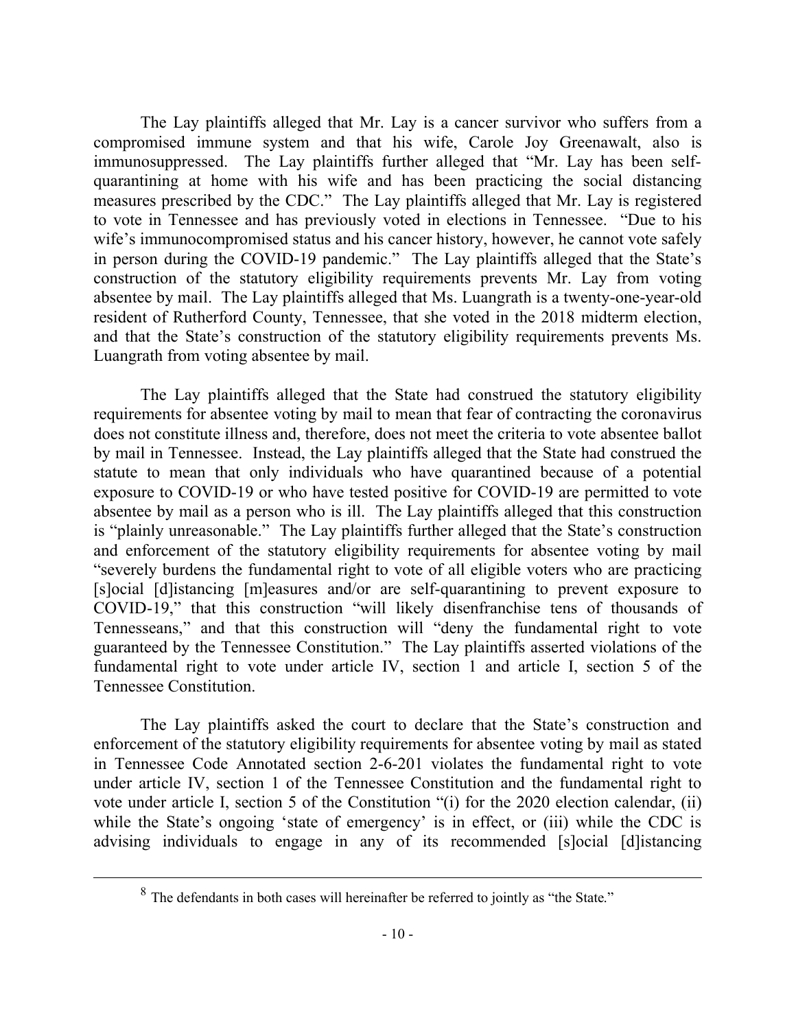The Lay plaintiffs alleged that Mr. Lay is a cancer survivor who suffers from a compromised immune system and that his wife, Carole Joy Greenawalt, also is immunosuppressed. The Lay plaintiffs further alleged that "Mr. Lay has been self-quarantining at home with his wife and has been practicing the social distancing measures prescribed by the CDC." The Lay plaintiffs alleged that Mr. Lay is registered to vote in Tennessee and has previously voted in elections in Tennessee. "Due to his wife's immunocompromised status and his cancer history, however, he cannot vote safely in person during the COVID-19 pandemic." The Lay plaintiffs alleged that the State's construction of the statutory eligibility requirements prevents Mr. Lay from voting absentee by mail. The Lay plaintiffs alleged that Ms. Luangrath is a twenty-one-year-old resident of Rutherford County, Tennessee, that she voted in the 2018 midterm election, and that the State's construction of the statutory eligibility requirements prevents Ms. Luangrath from voting absentee by mail.

The Lay plaintiffs alleged that the State had construed the statutory eligibility requirements for absentee voting by mail to mean that fear of contracting the coronavirus does not constitute illness and, therefore, does not meet the criteria to vote absentee ballot by mail in Tennessee. Instead, the Lay plaintiffs alleged that the State had construed the statute to mean that only individuals who have quarantined because of a potential exposure to COVID-19 or who have tested positive for COVID-19 are permitted to vote absentee by mail as a person who is ill. The Lay plaintiffs alleged that this construction is "plainly unreasonable." The Lay plaintiffs further alleged that the State's construction and enforcement of the statutory eligibility requirements for absentee voting by mail "severely burdens the fundamental right to vote of all eligible voters who are practicing [s]ocial [d]istancing [m]easures and/or are self-quarantining to prevent exposure to COVID-19," that this construction "will likely disenfranchise tens of thousands of Tennesseans," and that this construction will "deny the fundamental right to vote guaranteed by the Tennessee Constitution." The Lay plaintiffs asserted violations of the fundamental right to vote under article IV, section 1 and article I, section 5 of the Tennessee Constitution.

The Lay plaintiffs asked the court to declare that the State's construction and enforcement of the statutory eligibility requirements for absentee voting by mail as stated in Tennessee Code Annotated section 2-6-201 violates the fundamental right to vote under article IV, section 1 of the Tennessee Constitution and the fundamental right to vote under article I, section 5 of the Constitution "(i) for the 2020 election calendar, (ii) while the State's ongoing 'state of emergency' is in effect, or (iii) while the CDC is advising individuals to engage in any of its recommended [s]ocial [d]istancing

---

[8] The defendants in both cases will hereinafter be referred to jointly as "the State."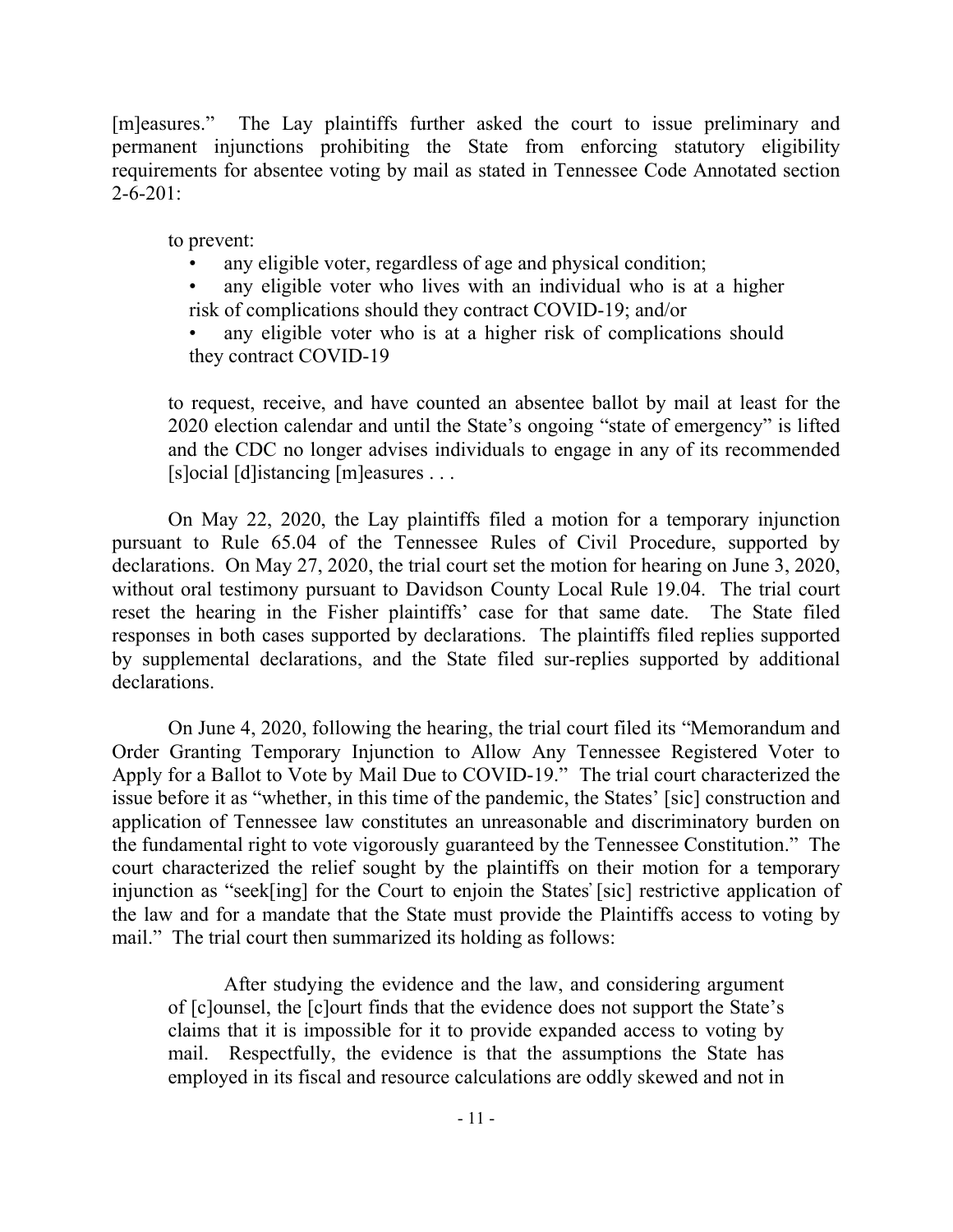[m]easures." The Lay plaintiffs further asked the court to issue preliminary and permanent injunctions prohibiting the State from enforcing statutory eligibility requirements for absentee voting by mail as stated in Tennessee Code Annotated section 2-6-201:

> to prevent:
>
> - any eligible voter, regardless of age and physical condition;
> - any eligible voter who lives with an individual who is at a higher risk of complications should they contract COVID-19; and/or
> - any eligible voter who is at a higher risk of complications should they contract COVID-19
>
> to request, receive, and have counted an absentee ballot by mail at least for the 2020 election calendar and until the State's ongoing "state of emergency" is lifted and the CDC no longer advises individuals to engage in any of its recommended [s]ocial [d]istancing [m]easures . . .

On May 22, 2020, the Lay plaintiffs filed a motion for a temporary injunction pursuant to Rule 65.04 of the Tennessee Rules of Civil Procedure, supported by declarations. On May 27, 2020, the trial court set the motion for hearing on June 3, 2020, without oral testimony pursuant to Davidson County Local Rule 19.04. The trial court reset the hearing in the Fisher plaintiffs' case for that same date. The State filed responses in both cases supported by declarations. The plaintiffs filed replies supported by supplemental declarations, and the State filed sur-replies supported by additional declarations.

On June 4, 2020, following the hearing, the trial court filed its "Memorandum and Order Granting Temporary Injunction to Allow Any Tennessee Registered Voter to Apply for a Ballot to Vote by Mail Due to COVID-19." The trial court characterized the issue before it as "whether, in this time of the pandemic, the States' [sic] construction and application of Tennessee law constitutes an unreasonable and discriminatory burden on the fundamental right to vote vigorously guaranteed by the Tennessee Constitution." The court characterized the relief sought by the plaintiffs on their motion for a temporary injunction as "seek[ing] for the Court to enjoin the States' [sic] restrictive application of the law and for a mandate that the State must provide the Plaintiffs access to voting by mail." The trial court then summarized its holding as follows:

> After studying the evidence and the law, and considering argument of [c]ounsel, the [c]ourt finds that the evidence does not support the State's claims that it is impossible for it to provide expanded access to voting by mail. Respectfully, the evidence is that the assumptions the State has employed in its fiscal and resource calculations are oddly skewed and not in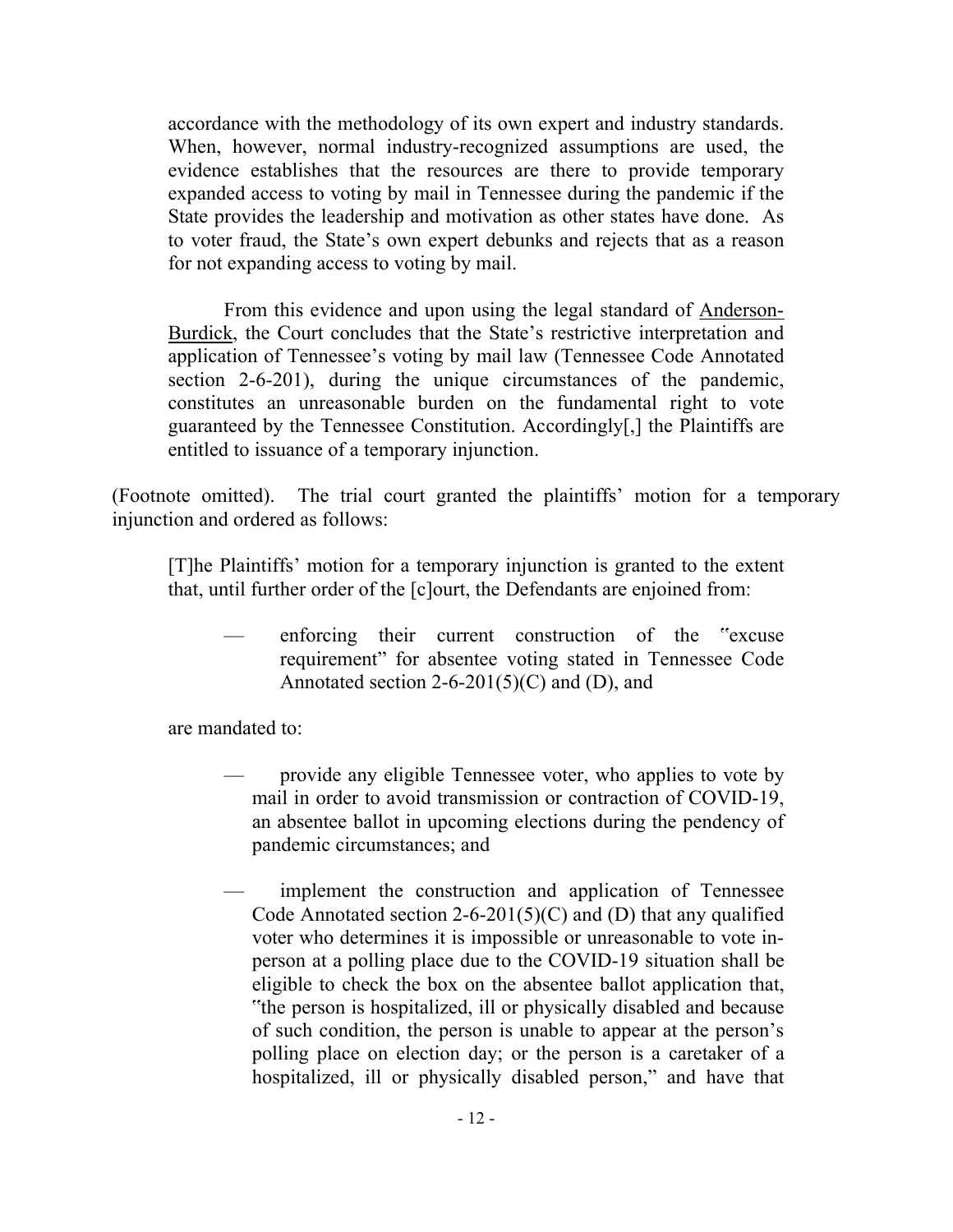accordance with the methodology of its own expert and industry standards. When, however, normal industry-recognized assumptions are used, the evidence establishes that the resources are there to provide temporary expanded access to voting by mail in Tennessee during the pandemic if the State provides the leadership and motivation as other states have done. As to voter fraud, the State's own expert debunks and rejects that as a reason for not expanding access to voting by mail.

> From this evidence and upon using the legal standard of Anderson-Burdick, the Court concludes that the State's restrictive interpretation and application of Tennessee's voting by mail law (Tennessee Code Annotated section 2-6-201), during the unique circumstances of the pandemic, constitutes an unreasonable burden on the fundamental right to vote guaranteed by the Tennessee Constitution. Accordingly[,] the Plaintiffs are entitled to issuance of a temporary injunction.

(Footnote omitted). The trial court granted the plaintiffs' motion for a temporary injunction and ordered as follows:

> [T]he Plaintiffs' motion for a temporary injunction is granted to the extent that, until further order of the [c]ourt, the Defendants are enjoined from:
>
> — enforcing their current construction of the "excuse requirement" for absentee voting stated in Tennessee Code Annotated section 2-6-201(5)(C) and (D), and
>
> are mandated to:
>
> — provide any eligible Tennessee voter, who applies to vote by mail in order to avoid transmission or contraction of COVID-19, an absentee ballot in upcoming elections during the pendency of pandemic circumstances; and
>
> — implement the construction and application of Tennessee Code Annotated section 2-6-201(5)(C) and (D) that any qualified voter who determines it is impossible or unreasonable to vote in-person at a polling place due to the COVID-19 situation shall be eligible to check the box on the absentee ballot application that, "the person is hospitalized, ill or physically disabled and because of such condition, the person is unable to appear at the person's polling place on election day; or the person is a caretaker of a hospitalized, ill or physically disabled person," and have that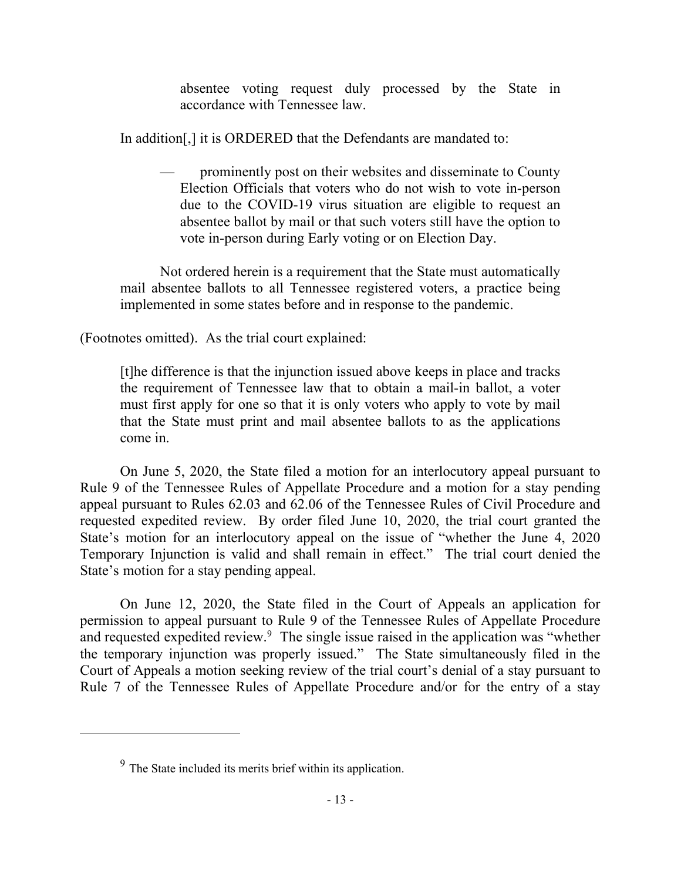> absentee voting request duly processed by the State in accordance with Tennessee law.

In addition[,] it is ORDERED that the Defendants are mandated to:

> — prominently post on their websites and disseminate to County Election Officials that voters who do not wish to vote in-person due to the COVID-19 virus situation are eligible to request an absentee ballot by mail or that such voters still have the option to vote in-person during Early voting or on Election Day.

> Not ordered herein is a requirement that the State must automatically mail absentee ballots to all Tennessee registered voters, a practice being implemented in some states before and in response to the pandemic.

(Footnotes omitted). As the trial court explained:

> [t]he difference is that the injunction issued above keeps in place and tracks the requirement of Tennessee law that to obtain a mail-in ballot, a voter must first apply for one so that it is only voters who apply to vote by mail that the State must print and mail absentee ballots to as the applications come in.

On June 5, 2020, the State filed a motion for an interlocutory appeal pursuant to Rule 9 of the Tennessee Rules of Appellate Procedure and a motion for a stay pending appeal pursuant to Rules 62.03 and 62.06 of the Tennessee Rules of Civil Procedure and requested expedited review. By order filed June 10, 2020, the trial court granted the State's motion for an interlocutory appeal on the issue of "whether the June 4, 2020 Temporary Injunction is valid and shall remain in effect." The trial court denied the State's motion for a stay pending appeal.

On June 12, 2020, the State filed in the Court of Appeals an application for permission to appeal pursuant to Rule 9 of the Tennessee Rules of Appellate Procedure and requested expedited review.[9] The single issue raised in the application was "whether the temporary injunction was properly issued." The State simultaneously filed in the Court of Appeals a motion seeking review of the trial court's denial of a stay pursuant to Rule 7 of the Tennessee Rules of Appellate Procedure and/or for the entry of a stay

---

[9] The State included its merits brief within its application.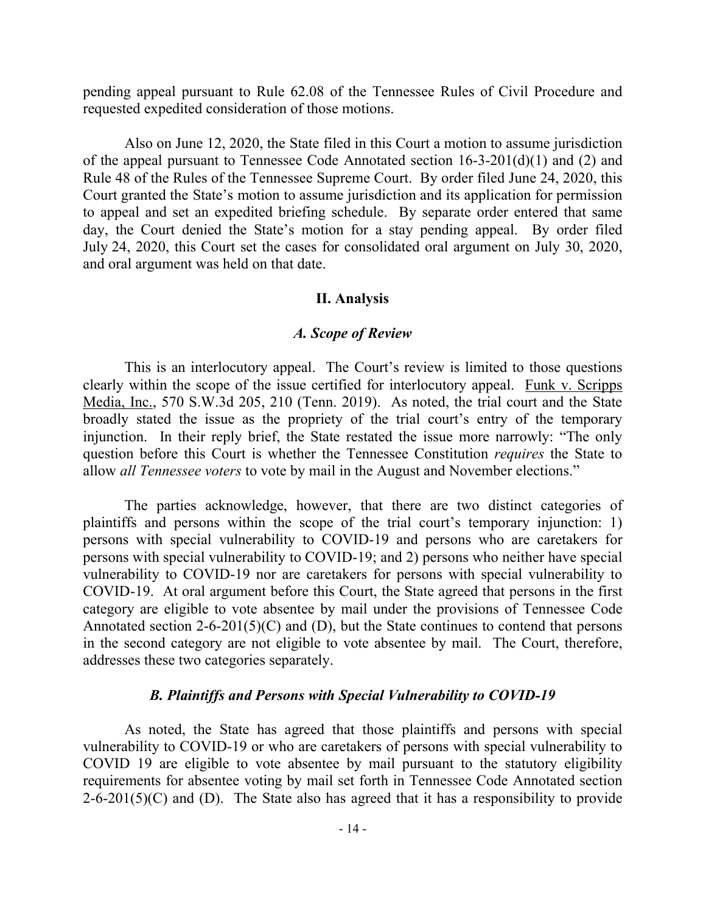pending appeal pursuant to Rule 62.08 of the Tennessee Rules of Civil Procedure and requested expedited consideration of those motions.

Also on June 12, 2020, the State filed in this Court a motion to assume jurisdiction of the appeal pursuant to Tennessee Code Annotated section 16-3-201(d)(1) and (2) and Rule 48 of the Rules of the Tennessee Supreme Court. By order filed June 24, 2020, this Court granted the State's motion to assume jurisdiction and its application for permission to appeal and set an expedited briefing schedule. By separate order entered that same day, the Court denied the State's motion for a stay pending appeal. By order filed July 24, 2020, this Court set the cases for consolidated oral argument on July 30, 2020, and oral argument was held on that date.

## II. Analysis

### *A. Scope of Review*

This is an interlocutory appeal. The Court's review is limited to those questions clearly within the scope of the issue certified for interlocutory appeal. Funk v. Scripps Media, Inc., 570 S.W.3d 205, 210 (Tenn. 2019). As noted, the trial court and the State broadly stated the issue as the propriety of the trial court's entry of the temporary injunction. In their reply brief, the State restated the issue more narrowly: "The only question before this Court is whether the Tennessee Constitution *requires* the State to allow *all Tennessee voters* to vote by mail in the August and November elections."

The parties acknowledge, however, that there are two distinct categories of plaintiffs and persons within the scope of the trial court's temporary injunction: 1) persons with special vulnerability to COVID-19 and persons who are caretakers for persons with special vulnerability to COVID-19; and 2) persons who neither have special vulnerability to COVID-19 nor are caretakers for persons with special vulnerability to COVID-19. At oral argument before this Court, the State agreed that persons in the first category are eligible to vote absentee by mail under the provisions of Tennessee Code Annotated section 2-6-201(5)(C) and (D), but the State continues to contend that persons in the second category are not eligible to vote absentee by mail. The Court, therefore, addresses these two categories separately.

### *B. Plaintiffs and Persons with Special Vulnerability to COVID-19*

As noted, the State has agreed that those plaintiffs and persons with special vulnerability to COVID-19 or who are caretakers of persons with special vulnerability to COVID 19 are eligible to vote absentee by mail pursuant to the statutory eligibility requirements for absentee voting by mail set forth in Tennessee Code Annotated section 2-6-201(5)(C) and (D). The State also has agreed that it has a responsibility to provide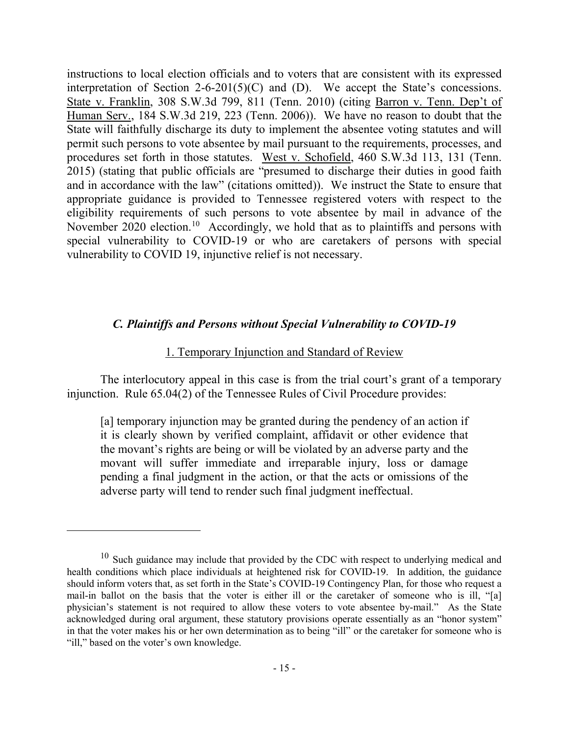instructions to local election officials and to voters that are consistent with its expressed interpretation of Section 2-6-201(5)(C) and (D). We accept the State's concessions. State v. Franklin, 308 S.W.3d 799, 811 (Tenn. 2010) (citing Barron v. Tenn. Dep't of Human Serv., 184 S.W.3d 219, 223 (Tenn. 2006)). We have no reason to doubt that the State will faithfully discharge its duty to implement the absentee voting statutes and will permit such persons to vote absentee by mail pursuant to the requirements, processes, and procedures set forth in those statutes. West v. Schofield, 460 S.W.3d 113, 131 (Tenn. 2015) (stating that public officials are "presumed to discharge their duties in good faith and in accordance with the law" (citations omitted)). We instruct the State to ensure that appropriate guidance is provided to Tennessee registered voters with respect to the eligibility requirements of such persons to vote absentee by mail in advance of the November 2020 election.[10] Accordingly, we hold that as to plaintiffs and persons with special vulnerability to COVID-19 or who are caretakers of persons with special vulnerability to COVID 19, injunctive relief is not necessary.

### *C. Plaintiffs and Persons without Special Vulnerability to COVID-19*

#### 1. Temporary Injunction and Standard of Review

The interlocutory appeal in this case is from the trial court's grant of a temporary injunction. Rule 65.04(2) of the Tennessee Rules of Civil Procedure provides:

> [a] temporary injunction may be granted during the pendency of an action if it is clearly shown by verified complaint, affidavit or other evidence that the movant's rights are being or will be violated by an adverse party and the movant will suffer immediate and irreparable injury, loss or damage pending a final judgment in the action, or that the acts or omissions of the adverse party will tend to render such final judgment ineffectual.

---

[10] Such guidance may include that provided by the CDC with respect to underlying medical and health conditions which place individuals at heightened risk for COVID-19. In addition, the guidance should inform voters that, as set forth in the State's COVID-19 Contingency Plan, for those who request a mail-in ballot on the basis that the voter is either ill or the caretaker of someone who is ill, "[a] physician's statement is not required to allow these voters to vote absentee by-mail." As the State acknowledged during oral argument, these statutory provisions operate essentially as an "honor system" in that the voter makes his or her own determination as to being "ill" or the caretaker for someone who is "ill," based on the voter's own knowledge.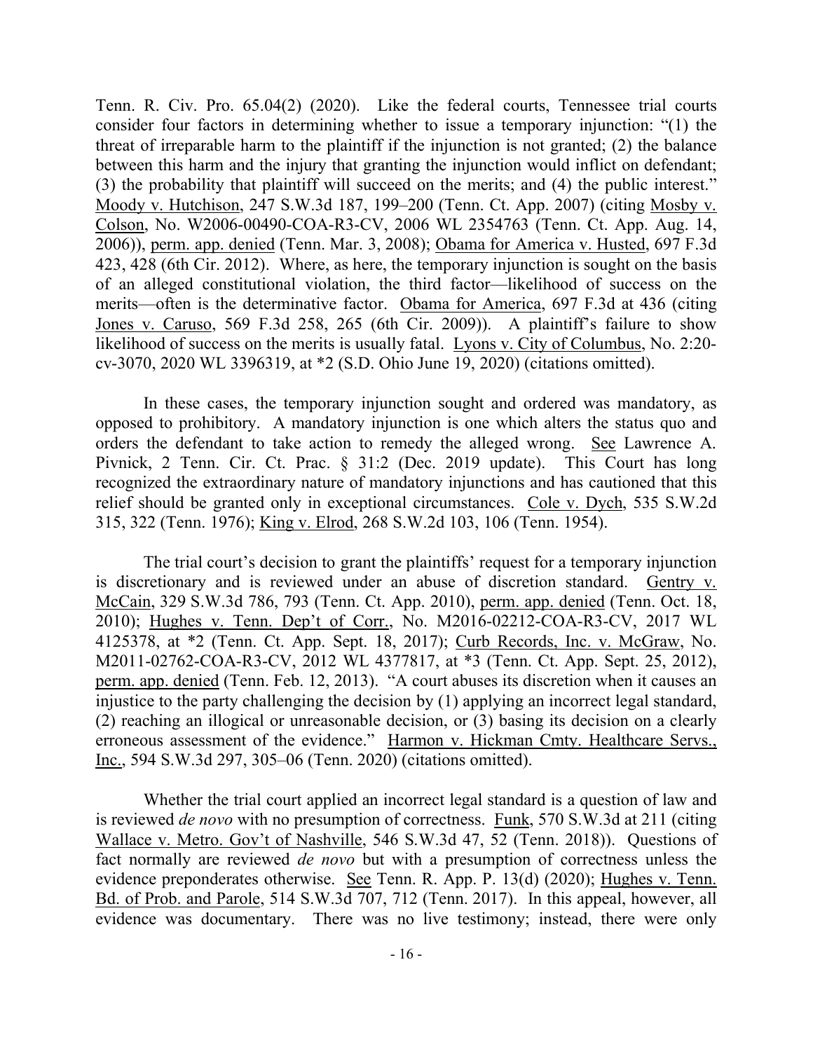Tenn. R. Civ. Pro. 65.04(2) (2020). Like the federal courts, Tennessee trial courts consider four factors in determining whether to issue a temporary injunction: "(1) the threat of irreparable harm to the plaintiff if the injunction is not granted; (2) the balance between this harm and the injury that granting the injunction would inflict on defendant; (3) the probability that plaintiff will succeed on the merits; and (4) the public interest." Moody v. Hutchison, 247 S.W.3d 187, 199–200 (Tenn. Ct. App. 2007) (citing Mosby v. Colson, No. W2006-00490-COA-R3-CV, 2006 WL 2354763 (Tenn. Ct. App. Aug. 14, 2006)), perm. app. denied (Tenn. Mar. 3, 2008); Obama for America v. Husted, 697 F.3d 423, 428 (6th Cir. 2012). Where, as here, the temporary injunction is sought on the basis of an alleged constitutional violation, the third factor—likelihood of success on the merits—often is the determinative factor. Obama for America, 697 F.3d at 436 (citing Jones v. Caruso, 569 F.3d 258, 265 (6th Cir. 2009)). A plaintiff's failure to show likelihood of success on the merits is usually fatal. Lyons v. City of Columbus, No. 2:20-cv-3070, 2020 WL 3396319, at *2 (S.D. Ohio June 19, 2020) (citations omitted).

In these cases, the temporary injunction sought and ordered was mandatory, as opposed to prohibitory. A mandatory injunction is one which alters the status quo and orders the defendant to take action to remedy the alleged wrong. See Lawrence A. Pivnick, 2 Tenn. Cir. Ct. Prac. § 31:2 (Dec. 2019 update). This Court has long recognized the extraordinary nature of mandatory injunctions and has cautioned that this relief should be granted only in exceptional circumstances. Cole v. Dych, 535 S.W.2d 315, 322 (Tenn. 1976); King v. Elrod, 268 S.W.2d 103, 106 (Tenn. 1954).

The trial court's decision to grant the plaintiffs' request for a temporary injunction is discretionary and is reviewed under an abuse of discretion standard. Gentry v. McCain, 329 S.W.3d 786, 793 (Tenn. Ct. App. 2010), perm. app. denied (Tenn. Oct. 18, 2010); Hughes v. Tenn. Dep't of Corr., No. M2016-02212-COA-R3-CV, 2017 WL 4125378, at *2 (Tenn. Ct. App. Sept. 18, 2017); Curb Records, Inc. v. McGraw, No. M2011-02762-COA-R3-CV, 2012 WL 4377817, at *3 (Tenn. Ct. App. Sept. 25, 2012), perm. app. denied (Tenn. Feb. 12, 2013). "A court abuses its discretion when it causes an injustice to the party challenging the decision by (1) applying an incorrect legal standard, (2) reaching an illogical or unreasonable decision, or (3) basing its decision on a clearly erroneous assessment of the evidence." Harmon v. Hickman Cmty. Healthcare Servs., Inc., 594 S.W.3d 297, 305–06 (Tenn. 2020) (citations omitted).

Whether the trial court applied an incorrect legal standard is a question of law and is reviewed *de novo* with no presumption of correctness. Funk, 570 S.W.3d at 211 (citing Wallace v. Metro. Gov't of Nashville, 546 S.W.3d 47, 52 (Tenn. 2018)). Questions of fact normally are reviewed *de novo* but with a presumption of correctness unless the evidence preponderates otherwise. See Tenn. R. App. P. 13(d) (2020); Hughes v. Tenn. Bd. of Prob. and Parole, 514 S.W.3d 707, 712 (Tenn. 2017). In this appeal, however, all evidence was documentary. There was no live testimony; instead, there were only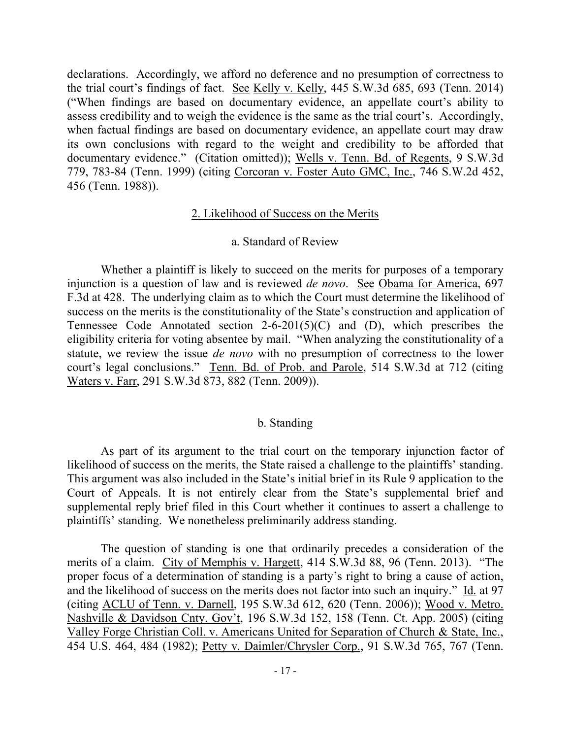declarations. Accordingly, we afford no deference and no presumption of correctness to the trial court's findings of fact. See Kelly v. Kelly, 445 S.W.3d 685, 693 (Tenn. 2014) ("When findings are based on documentary evidence, an appellate court's ability to assess credibility and to weigh the evidence is the same as the trial court's. Accordingly, when factual findings are based on documentary evidence, an appellate court may draw its own conclusions with regard to the weight and credibility to be afforded that documentary evidence." (Citation omitted)); Wells v. Tenn. Bd. of Regents, 9 S.W.3d 779, 783-84 (Tenn. 1999) (citing Corcoran v. Foster Auto GMC, Inc., 746 S.W.2d 452, 456 (Tenn. 1988)).

## 2. Likelihood of Success on the Merits

### a. Standard of Review

Whether a plaintiff is likely to succeed on the merits for purposes of a temporary injunction is a question of law and is reviewed *de novo*. See Obama for America, 697 F.3d at 428. The underlying claim as to which the Court must determine the likelihood of success on the merits is the constitutionality of the State's construction and application of Tennessee Code Annotated section 2-6-201(5)(C) and (D), which prescribes the eligibility criteria for voting absentee by mail. "When analyzing the constitutionality of a statute, we review the issue *de novo* with no presumption of correctness to the lower court's legal conclusions." Tenn. Bd. of Prob. and Parole, 514 S.W.3d at 712 (citing Waters v. Farr, 291 S.W.3d 873, 882 (Tenn. 2009)).

### b. Standing

As part of its argument to the trial court on the temporary injunction factor of likelihood of success on the merits, the State raised a challenge to the plaintiffs' standing. This argument was also included in the State's initial brief in its Rule 9 application to the Court of Appeals. It is not entirely clear from the State's supplemental brief and supplemental reply brief filed in this Court whether it continues to assert a challenge to plaintiffs' standing. We nonetheless preliminarily address standing.

The question of standing is one that ordinarily precedes a consideration of the merits of a claim. City of Memphis v. Hargett, 414 S.W.3d 88, 96 (Tenn. 2013). "The proper focus of a determination of standing is a party's right to bring a cause of action, and the likelihood of success on the merits does not factor into such an inquiry." Id. at 97 (citing ACLU of Tenn. v. Darnell, 195 S.W.3d 612, 620 (Tenn. 2006)); Wood v. Metro. Nashville & Davidson Cnty. Gov't, 196 S.W.3d 152, 158 (Tenn. Ct. App. 2005) (citing Valley Forge Christian Coll. v. Americans United for Separation of Church & State, Inc., 454 U.S. 464, 484 (1982); Petty v. Daimler/Chrysler Corp., 91 S.W.3d 765, 767 (Tenn.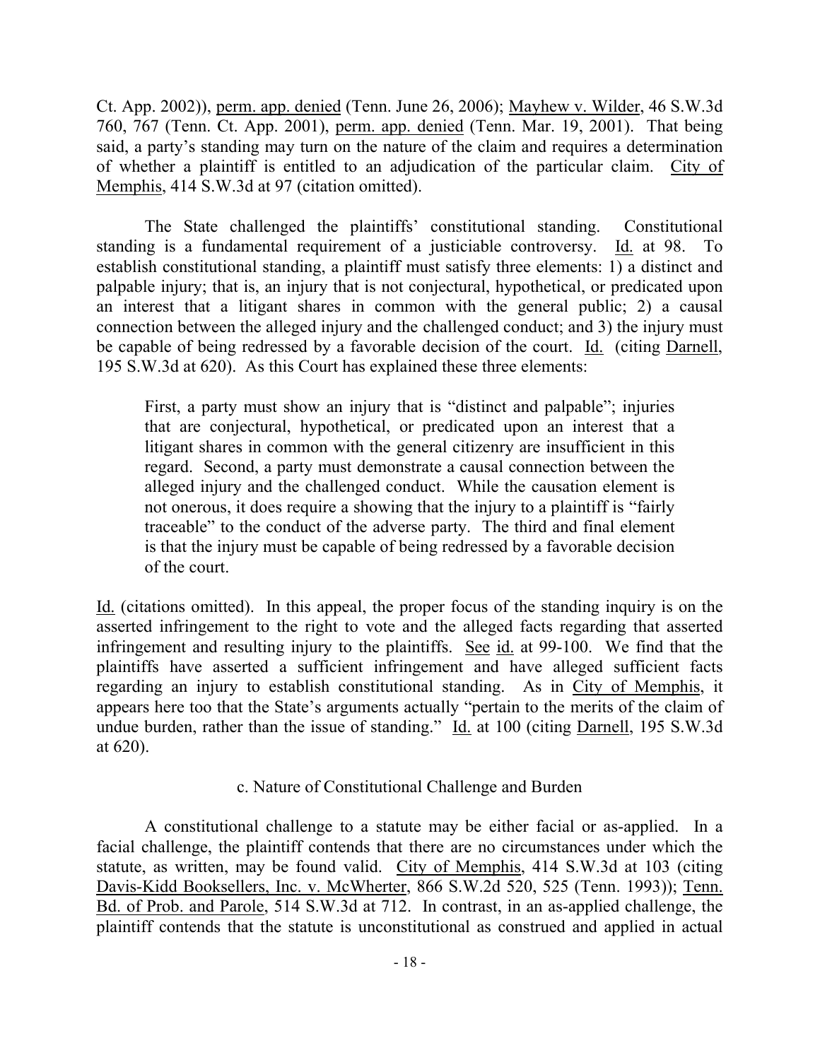Ct. App. 2002)), perm. app. denied (Tenn. June 26, 2006); Mayhew v. Wilder, 46 S.W.3d 760, 767 (Tenn. Ct. App. 2001), perm. app. denied (Tenn. Mar. 19, 2001). That being said, a party's standing may turn on the nature of the claim and requires a determination of whether a plaintiff is entitled to an adjudication of the particular claim. City of Memphis, 414 S.W.3d at 97 (citation omitted).

The State challenged the plaintiffs' constitutional standing. Constitutional standing is a fundamental requirement of a justiciable controversy. Id. at 98. To establish constitutional standing, a plaintiff must satisfy three elements: 1) a distinct and palpable injury; that is, an injury that is not conjectural, hypothetical, or predicated upon an interest that a litigant shares in common with the general public; 2) a causal connection between the alleged injury and the challenged conduct; and 3) the injury must be capable of being redressed by a favorable decision of the court. Id. (citing Darnell, 195 S.W.3d at 620). As this Court has explained these three elements:

> First, a party must show an injury that is "distinct and palpable"; injuries that are conjectural, hypothetical, or predicated upon an interest that a litigant shares in common with the general citizenry are insufficient in this regard. Second, a party must demonstrate a causal connection between the alleged injury and the challenged conduct. While the causation element is not onerous, it does require a showing that the injury to a plaintiff is "fairly traceable" to the conduct of the adverse party. The third and final element is that the injury must be capable of being redressed by a favorable decision of the court.

Id. (citations omitted). In this appeal, the proper focus of the standing inquiry is on the asserted infringement to the right to vote and the alleged facts regarding that asserted infringement and resulting injury to the plaintiffs. See id. at 99-100. We find that the plaintiffs have asserted a sufficient infringement and have alleged sufficient facts regarding an injury to establish constitutional standing. As in City of Memphis, it appears here too that the State's arguments actually "pertain to the merits of the claim of undue burden, rather than the issue of standing." Id. at 100 (citing Darnell, 195 S.W.3d at 620).

### c. Nature of Constitutional Challenge and Burden

A constitutional challenge to a statute may be either facial or as-applied. In a facial challenge, the plaintiff contends that there are no circumstances under which the statute, as written, may be found valid. City of Memphis, 414 S.W.3d at 103 (citing Davis-Kidd Booksellers, Inc. v. McWherter, 866 S.W.2d 520, 525 (Tenn. 1993)); Tenn. Bd. of Prob. and Parole, 514 S.W.3d at 712. In contrast, in an as-applied challenge, the plaintiff contends that the statute is unconstitutional as construed and applied in actual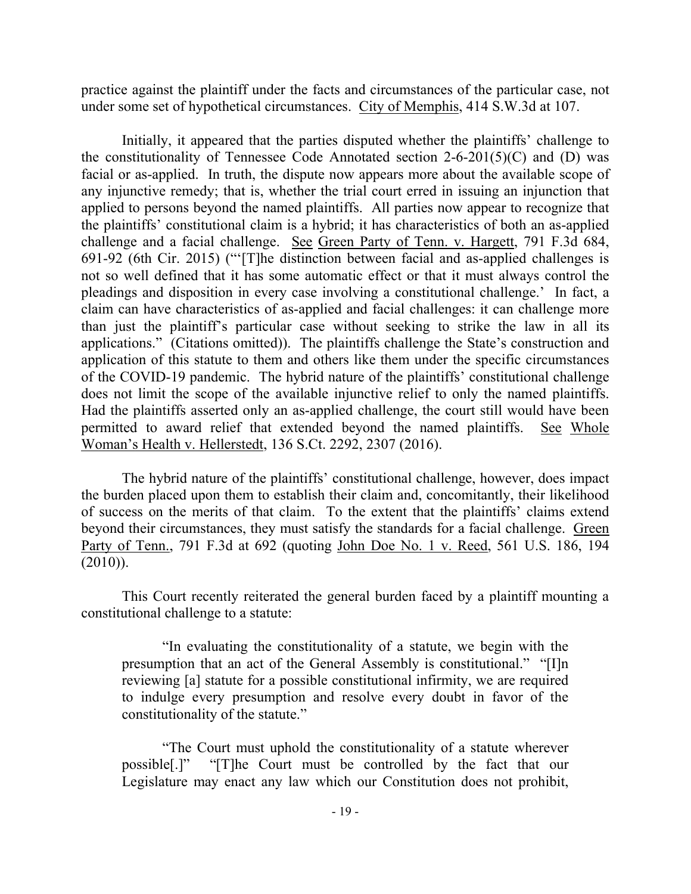practice against the plaintiff under the facts and circumstances of the particular case, not under some set of hypothetical circumstances. City of Memphis, 414 S.W.3d at 107.

Initially, it appeared that the parties disputed whether the plaintiffs' challenge to the constitutionality of Tennessee Code Annotated section 2-6-201(5)(C) and (D) was facial or as-applied. In truth, the dispute now appears more about the available scope of any injunctive remedy; that is, whether the trial court erred in issuing an injunction that applied to persons beyond the named plaintiffs. All parties now appear to recognize that the plaintiffs' constitutional claim is a hybrid; it has characteristics of both an as-applied challenge and a facial challenge. See Green Party of Tenn. v. Hargett, 791 F.3d 684, 691-92 (6th Cir. 2015) ("'[T]he distinction between facial and as-applied challenges is not so well defined that it has some automatic effect or that it must always control the pleadings and disposition in every case involving a constitutional challenge.' In fact, a claim can have characteristics of as-applied and facial challenges: it can challenge more than just the plaintiff's particular case without seeking to strike the law in all its applications." (Citations omitted)). The plaintiffs challenge the State's construction and application of this statute to them and others like them under the specific circumstances of the COVID-19 pandemic. The hybrid nature of the plaintiffs' constitutional challenge does not limit the scope of the available injunctive relief to only the named plaintiffs. Had the plaintiffs asserted only an as-applied challenge, the court still would have been permitted to award relief that extended beyond the named plaintiffs. See Whole Woman's Health v. Hellerstedt, 136 S.Ct. 2292, 2307 (2016).

The hybrid nature of the plaintiffs' constitutional challenge, however, does impact the burden placed upon them to establish their claim and, concomitantly, their likelihood of success on the merits of that claim. To the extent that the plaintiffs' claims extend beyond their circumstances, they must satisfy the standards for a facial challenge. Green Party of Tenn., 791 F.3d at 692 (quoting John Doe No. 1 v. Reed, 561 U.S. 186, 194 (2010)).

This Court recently reiterated the general burden faced by a plaintiff mounting a constitutional challenge to a statute:

> "In evaluating the constitutionality of a statute, we begin with the presumption that an act of the General Assembly is constitutional." "[I]n reviewing [a] statute for a possible constitutional infirmity, we are required to indulge every presumption and resolve every doubt in favor of the constitutionality of the statute."
>
> "The Court must uphold the constitutionality of a statute wherever possible[.]" "[T]he Court must be controlled by the fact that our Legislature may enact any law which our Constitution does not prohibit,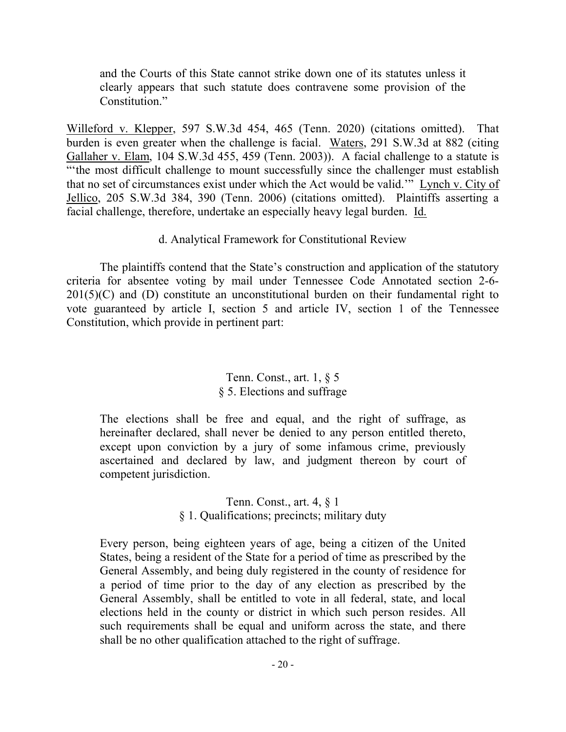> and the Courts of this State cannot strike down one of its statutes unless it clearly appears that such statute does contravene some provision of the Constitution."

Willeford v. Klepper, 597 S.W.3d 454, 465 (Tenn. 2020) (citations omitted). That burden is even greater when the challenge is facial. Waters, 291 S.W.3d at 882 (citing Gallaher v. Elam, 104 S.W.3d 455, 459 (Tenn. 2003)). A facial challenge to a statute is "'the most difficult challenge to mount successfully since the challenger must establish that no set of circumstances exist under which the Act would be valid.'" Lynch v. City of Jellico, 205 S.W.3d 384, 390 (Tenn. 2006) (citations omitted). Plaintiffs asserting a facial challenge, therefore, undertake an especially heavy legal burden. Id.

d. Analytical Framework for Constitutional Review

The plaintiffs contend that the State's construction and application of the statutory criteria for absentee voting by mail under Tennessee Code Annotated section 2-6-201(5)(C) and (D) constitute an unconstitutional burden on their fundamental right to vote guaranteed by article I, section 5 and article IV, section 1 of the Tennessee Constitution, which provide in pertinent part:

> Tenn. Const., art. 1, § 5
> § 5. Elections and suffrage
>
> The elections shall be free and equal, and the right of suffrage, as hereinafter declared, shall never be denied to any person entitled thereto, except upon conviction by a jury of some infamous crime, previously ascertained and declared by law, and judgment thereon by court of competent jurisdiction.
>
> Tenn. Const., art. 4, § 1
> § 1. Qualifications; precincts; military duty
>
> Every person, being eighteen years of age, being a citizen of the United States, being a resident of the State for a period of time as prescribed by the General Assembly, and being duly registered in the county of residence for a period of time prior to the day of any election as prescribed by the General Assembly, shall be entitled to vote in all federal, state, and local elections held in the county or district in which such person resides. All such requirements shall be equal and uniform across the state, and there shall be no other qualification attached to the right of suffrage.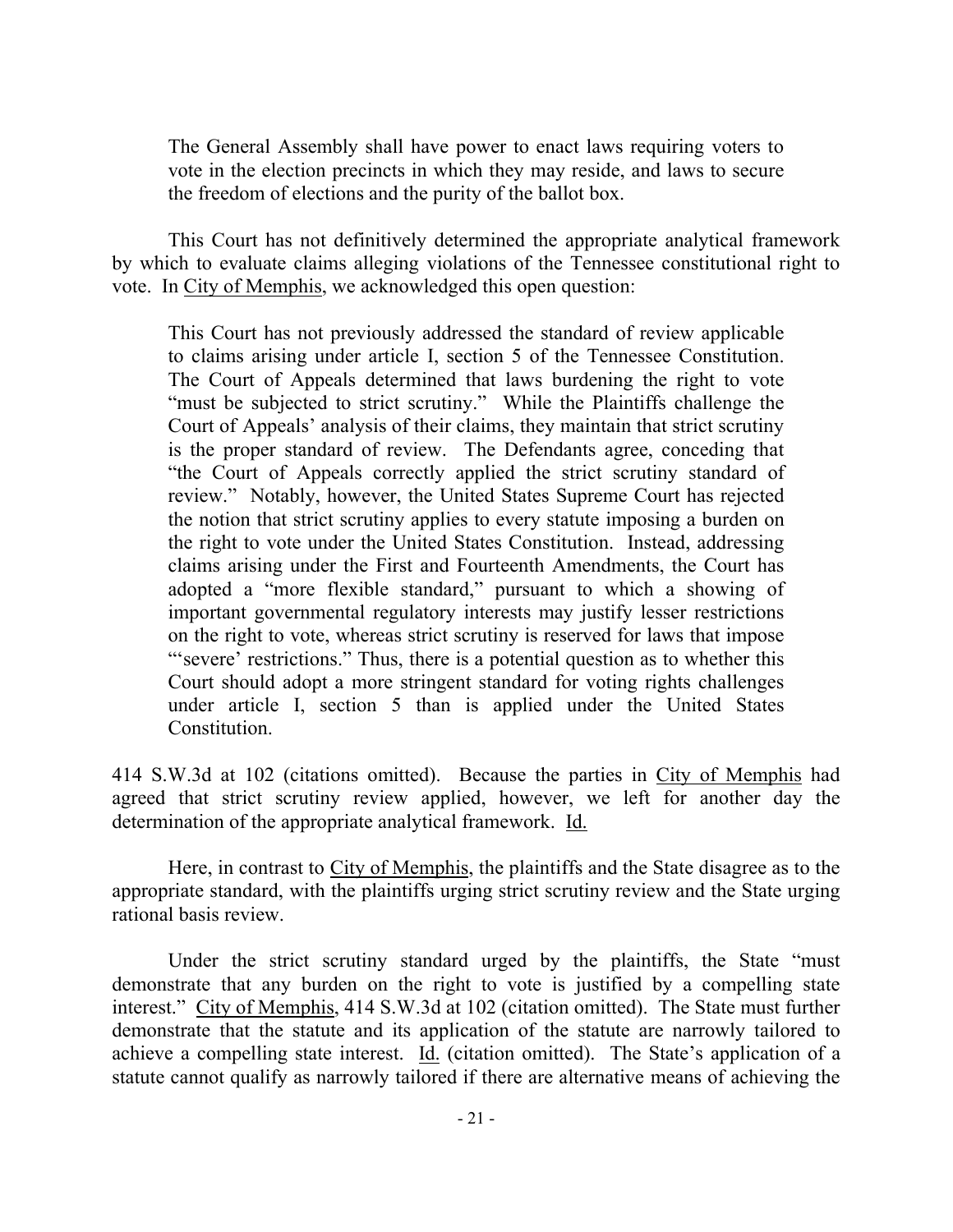> The General Assembly shall have power to enact laws requiring voters to vote in the election precincts in which they may reside, and laws to secure the freedom of elections and the purity of the ballot box.

This Court has not definitively determined the appropriate analytical framework by which to evaluate claims alleging violations of the Tennessee constitutional right to vote. In City of Memphis, we acknowledged this open question:

> This Court has not previously addressed the standard of review applicable to claims arising under article I, section 5 of the Tennessee Constitution. The Court of Appeals determined that laws burdening the right to vote "must be subjected to strict scrutiny." While the Plaintiffs challenge the Court of Appeals' analysis of their claims, they maintain that strict scrutiny is the proper standard of review. The Defendants agree, conceding that "the Court of Appeals correctly applied the strict scrutiny standard of review." Notably, however, the United States Supreme Court has rejected the notion that strict scrutiny applies to every statute imposing a burden on the right to vote under the United States Constitution. Instead, addressing claims arising under the First and Fourteenth Amendments, the Court has adopted a "more flexible standard," pursuant to which a showing of important governmental regulatory interests may justify lesser restrictions on the right to vote, whereas strict scrutiny is reserved for laws that impose "'severe' restrictions." Thus, there is a potential question as to whether this Court should adopt a more stringent standard for voting rights challenges under article I, section 5 than is applied under the United States Constitution.

414 S.W.3d at 102 (citations omitted). Because the parties in City of Memphis had agreed that strict scrutiny review applied, however, we left for another day the determination of the appropriate analytical framework. Id.

Here, in contrast to City of Memphis, the plaintiffs and the State disagree as to the appropriate standard, with the plaintiffs urging strict scrutiny review and the State urging rational basis review.

Under the strict scrutiny standard urged by the plaintiffs, the State "must demonstrate that any burden on the right to vote is justified by a compelling state interest." City of Memphis, 414 S.W.3d at 102 (citation omitted). The State must further demonstrate that the statute and its application of the statute are narrowly tailored to achieve a compelling state interest. Id. (citation omitted). The State's application of a statute cannot qualify as narrowly tailored if there are alternative means of achieving the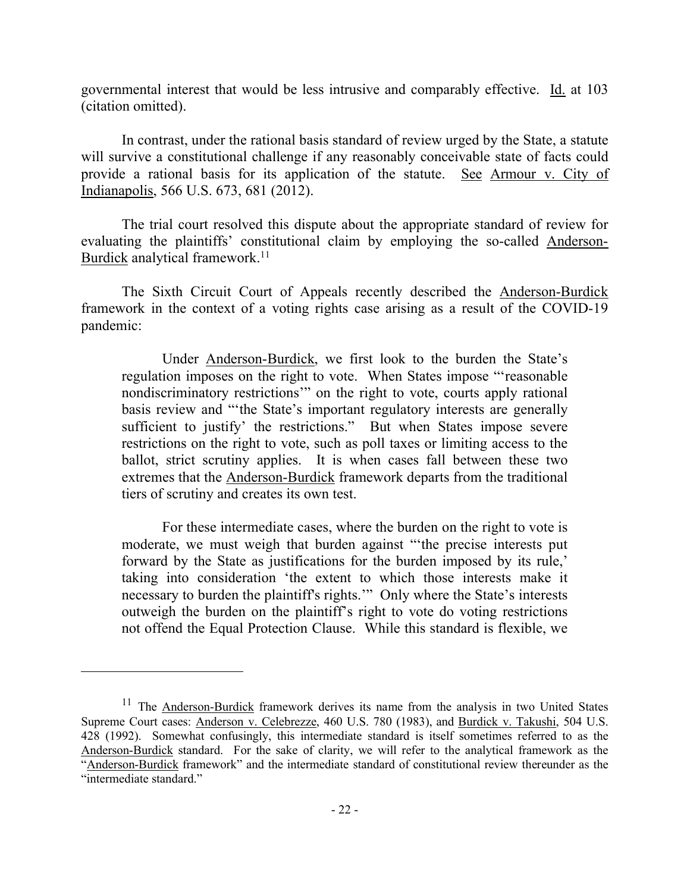governmental interest that would be less intrusive and comparably effective. Id. at 103 (citation omitted).

In contrast, under the rational basis standard of review urged by the State, a statute will survive a constitutional challenge if any reasonably conceivable state of facts could provide a rational basis for its application of the statute. See Armour v. City of Indianapolis, 566 U.S. 673, 681 (2012).

The trial court resolved this dispute about the appropriate standard of review for evaluating the plaintiffs' constitutional claim by employing the so-called Anderson-Burdick analytical framework.[11]

The Sixth Circuit Court of Appeals recently described the Anderson-Burdick framework in the context of a voting rights case arising as a result of the COVID-19 pandemic:

> Under Anderson-Burdick, we first look to the burden the State's regulation imposes on the right to vote. When States impose "'reasonable nondiscriminatory restrictions'" on the right to vote, courts apply rational basis review and "'the State's important regulatory interests are generally sufficient to justify' the restrictions." But when States impose severe restrictions on the right to vote, such as poll taxes or limiting access to the ballot, strict scrutiny applies. It is when cases fall between these two extremes that the Anderson-Burdick framework departs from the traditional tiers of scrutiny and creates its own test.
>
> For these intermediate cases, where the burden on the right to vote is moderate, we must weigh that burden against "'the precise interests put forward by the State as justifications for the burden imposed by its rule,' taking into consideration 'the extent to which those interests make it necessary to burden the plaintiff's rights.'" Only where the State's interests outweigh the burden on the plaintiff's right to vote do voting restrictions not offend the Equal Protection Clause. While this standard is flexible, we

---

[11] The Anderson-Burdick framework derives its name from the analysis in two United States Supreme Court cases: Anderson v. Celebrezze, 460 U.S. 780 (1983), and Burdick v. Takushi, 504 U.S. 428 (1992). Somewhat confusingly, this intermediate standard is itself sometimes referred to as the Anderson-Burdick standard. For the sake of clarity, we will refer to the analytical framework as the "Anderson-Burdick framework" and the intermediate standard of constitutional review thereunder as the "intermediate standard."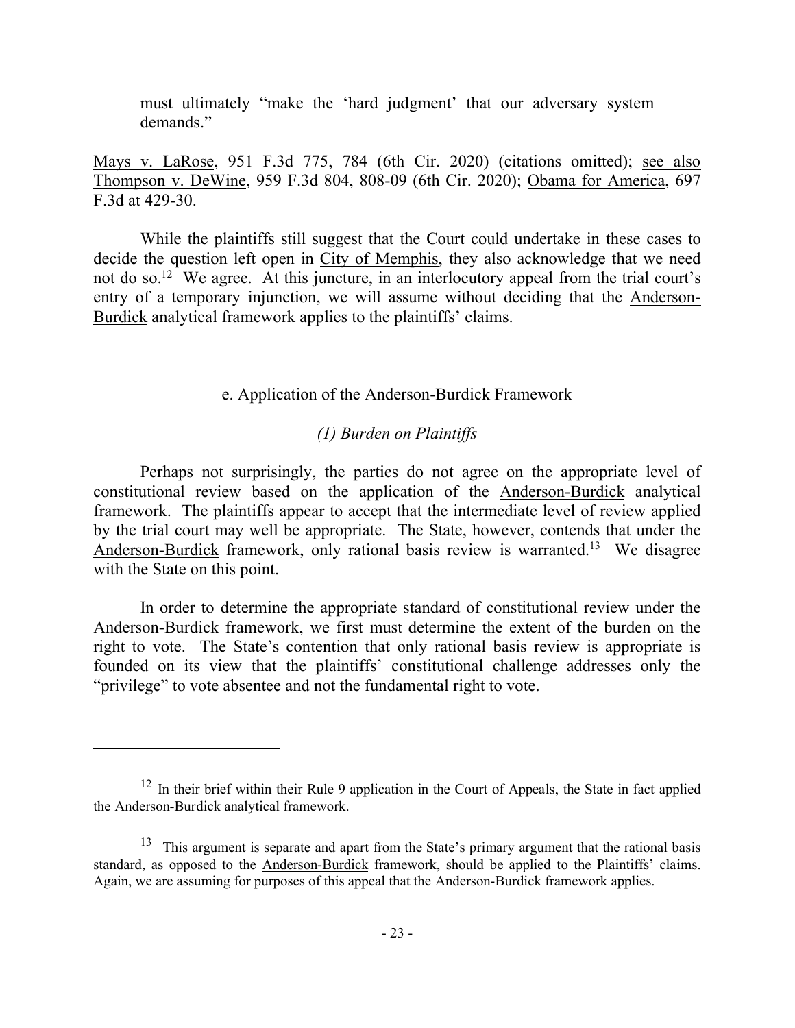must ultimately "make the 'hard judgment' that our adversary system demands."

Mays v. LaRose, 951 F.3d 775, 784 (6th Cir. 2020) (citations omitted); see also Thompson v. DeWine, 959 F.3d 804, 808-09 (6th Cir. 2020); Obama for America, 697 F.3d at 429-30.

While the plaintiffs still suggest that the Court could undertake in these cases to decide the question left open in City of Memphis, they also acknowledge that we need not do so.[12] We agree. At this juncture, in an interlocutory appeal from the trial court's entry of a temporary injunction, we will assume without deciding that the Anderson-Burdick analytical framework applies to the plaintiffs' claims.

#### e. Application of the Anderson-Burdick Framework

##### *(1) Burden on Plaintiffs*

Perhaps not surprisingly, the parties do not agree on the appropriate level of constitutional review based on the application of the Anderson-Burdick analytical framework. The plaintiffs appear to accept that the intermediate level of review applied by the trial court may well be appropriate. The State, however, contends that under the Anderson-Burdick framework, only rational basis review is warranted.[13] We disagree with the State on this point.

In order to determine the appropriate standard of constitutional review under the Anderson-Burdick framework, we first must determine the extent of the burden on the right to vote. The State's contention that only rational basis review is appropriate is founded on its view that the plaintiffs' constitutional challenge addresses only the "privilege" to vote absentee and not the fundamental right to vote.

---

[12] In their brief within their Rule 9 application in the Court of Appeals, the State in fact applied the Anderson-Burdick analytical framework.

[13] This argument is separate and apart from the State's primary argument that the rational basis standard, as opposed to the Anderson-Burdick framework, should be applied to the Plaintiffs' claims. Again, we are assuming for purposes of this appeal that the Anderson-Burdick framework applies.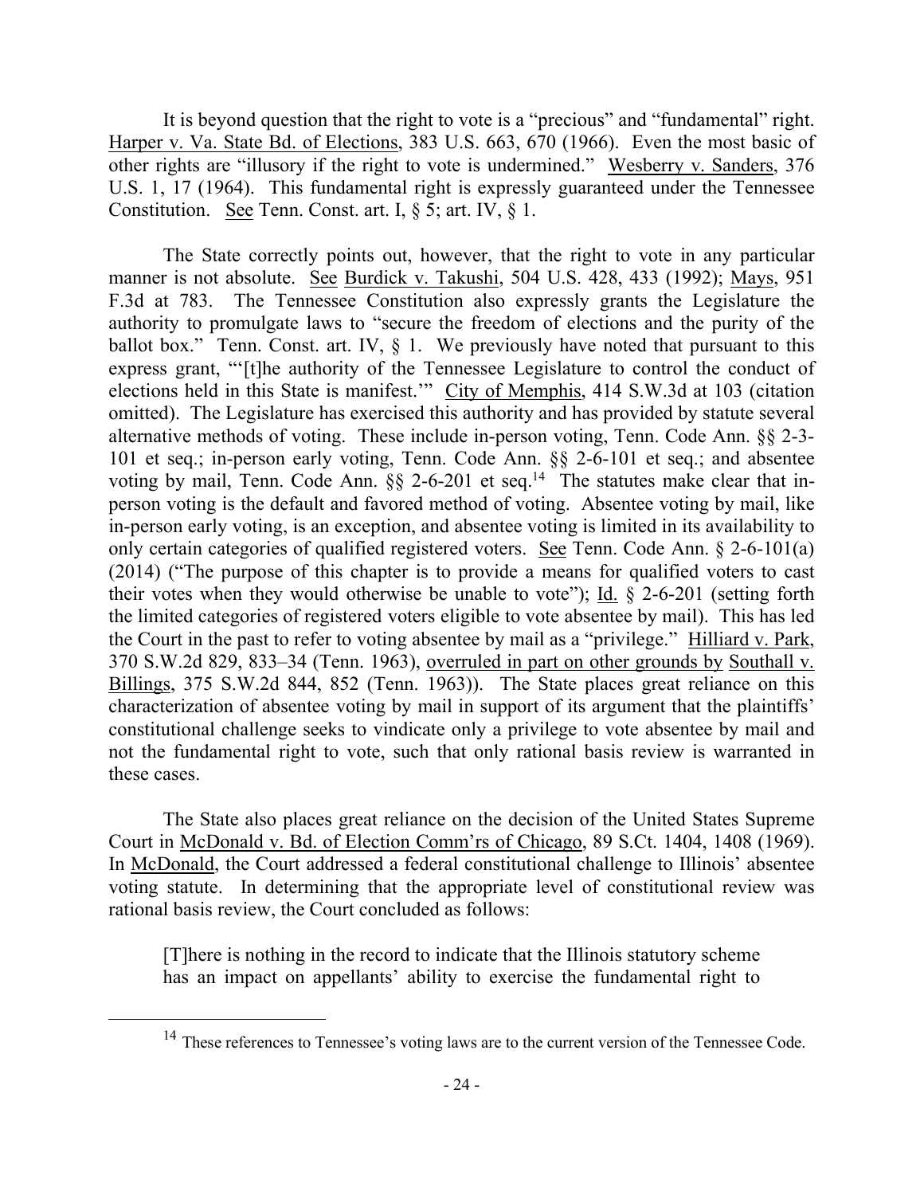It is beyond question that the right to vote is a "precious" and "fundamental" right. Harper v. Va. State Bd. of Elections, 383 U.S. 663, 670 (1966). Even the most basic of other rights are "illusory if the right to vote is undermined." Wesberry v. Sanders, 376 U.S. 1, 17 (1964). This fundamental right is expressly guaranteed under the Tennessee Constitution. See Tenn. Const. art. I, § 5; art. IV, § 1.

The State correctly points out, however, that the right to vote in any particular manner is not absolute. See Burdick v. Takushi, 504 U.S. 428, 433 (1992); Mays, 951 F.3d at 783. The Tennessee Constitution also expressly grants the Legislature the authority to promulgate laws to "secure the freedom of elections and the purity of the ballot box." Tenn. Const. art. IV, § 1. We previously have noted that pursuant to this express grant, "'[t]he authority of the Tennessee Legislature to control the conduct of elections held in this State is manifest.'" City of Memphis, 414 S.W.3d at 103 (citation omitted). The Legislature has exercised this authority and has provided by statute several alternative methods of voting. These include in-person voting, Tenn. Code Ann. §§ 2-3-101 et seq.; in-person early voting, Tenn. Code Ann. §§ 2-6-101 et seq.; and absentee voting by mail, Tenn. Code Ann. §§ 2-6-201 et seq.[14] The statutes make clear that in-person voting is the default and favored method of voting. Absentee voting by mail, like in-person early voting, is an exception, and absentee voting is limited in its availability to only certain categories of qualified registered voters. See Tenn. Code Ann. § 2-6-101(a) (2014) ("The purpose of this chapter is to provide a means for qualified voters to cast their votes when they would otherwise be unable to vote"); Id. § 2-6-201 (setting forth the limited categories of registered voters eligible to vote absentee by mail). This has led the Court in the past to refer to voting absentee by mail as a "privilege." Hilliard v. Park, 370 S.W.2d 829, 833–34 (Tenn. 1963), overruled in part on other grounds by Southall v. Billings, 375 S.W.2d 844, 852 (Tenn. 1963)). The State places great reliance on this characterization of absentee voting by mail in support of its argument that the plaintiffs' constitutional challenge seeks to vindicate only a privilege to vote absentee by mail and not the fundamental right to vote, such that only rational basis review is warranted in these cases.

The State also places great reliance on the decision of the United States Supreme Court in McDonald v. Bd. of Election Comm'rs of Chicago, 89 S.Ct. 1404, 1408 (1969). In McDonald, the Court addressed a federal constitutional challenge to Illinois' absentee voting statute. In determining that the appropriate level of constitutional review was rational basis review, the Court concluded as follows:

> [T]here is nothing in the record to indicate that the Illinois statutory scheme has an impact on appellants' ability to exercise the fundamental right to

---

[14] These references to Tennessee's voting laws are to the current version of the Tennessee Code.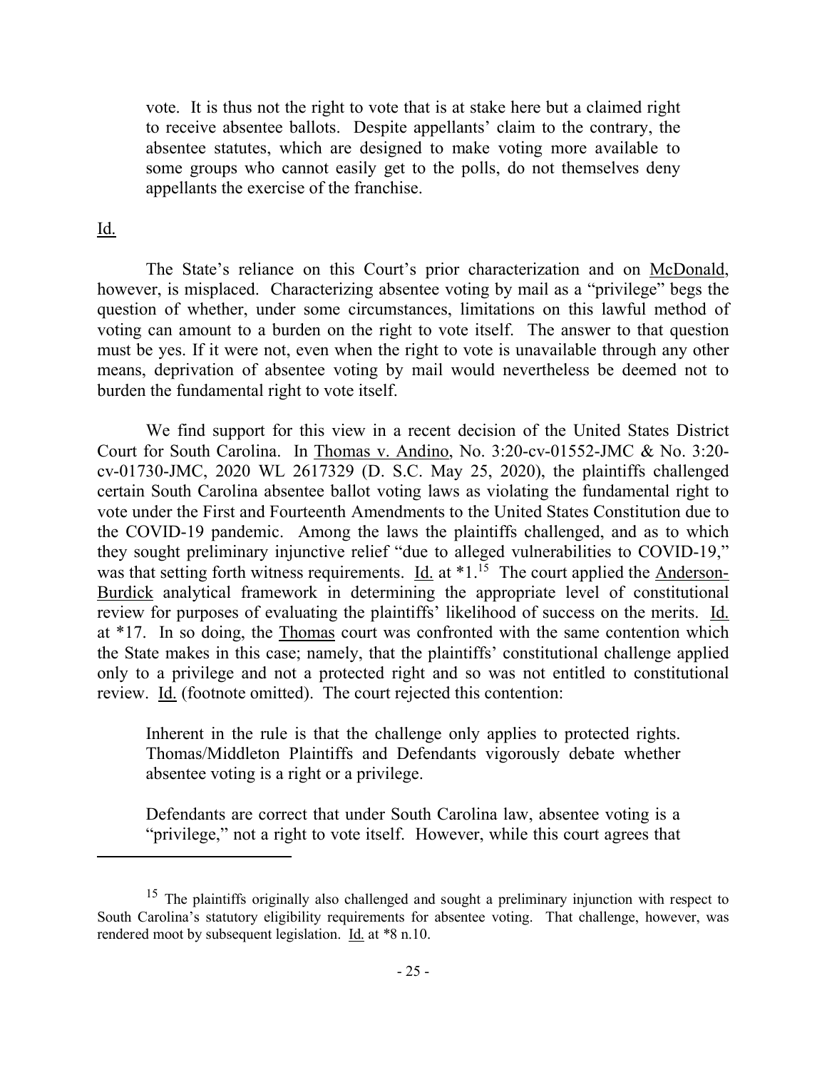> vote. It is thus not the right to vote that is at stake here but a claimed right to receive absentee ballots. Despite appellants' claim to the contrary, the absentee statutes, which are designed to make voting more available to some groups who cannot easily get to the polls, do not themselves deny appellants the exercise of the franchise.

Id.

The State's reliance on this Court's prior characterization and on McDonald, however, is misplaced. Characterizing absentee voting by mail as a "privilege" begs the question of whether, under some circumstances, limitations on this lawful method of voting can amount to a burden on the right to vote itself. The answer to that question must be yes. If it were not, even when the right to vote is unavailable through any other means, deprivation of absentee voting by mail would nevertheless be deemed not to burden the fundamental right to vote itself.

We find support for this view in a recent decision of the United States District Court for South Carolina. In Thomas v. Andino, No. 3:20-cv-01552-JMC & No. 3:20-cv-01730-JMC, 2020 WL 2617329 (D. S.C. May 25, 2020), the plaintiffs challenged certain South Carolina absentee ballot voting laws as violating the fundamental right to vote under the First and Fourteenth Amendments to the United States Constitution due to the COVID-19 pandemic. Among the laws the plaintiffs challenged, and as to which they sought preliminary injunctive relief "due to alleged vulnerabilities to COVID-19," was that setting forth witness requirements. Id. at *1.[15] The court applied the Anderson-Burdick analytical framework in determining the appropriate level of constitutional review for purposes of evaluating the plaintiffs' likelihood of success on the merits. Id. at *17. In so doing, the Thomas court was confronted with the same contention which the State makes in this case; namely, that the plaintiffs' constitutional challenge applied only to a privilege and not a protected right and so was not entitled to constitutional review. Id. (footnote omitted). The court rejected this contention:

> Inherent in the rule is that the challenge only applies to protected rights. Thomas/Middleton Plaintiffs and Defendants vigorously debate whether absentee voting is a right or a privilege.
>
> Defendants are correct that under South Carolina law, absentee voting is a "privilege," not a right to vote itself. However, while this court agrees that

---

[15] The plaintiffs originally also challenged and sought a preliminary injunction with respect to South Carolina's statutory eligibility requirements for absentee voting. That challenge, however, was rendered moot by subsequent legislation. Id. at *8 n.10.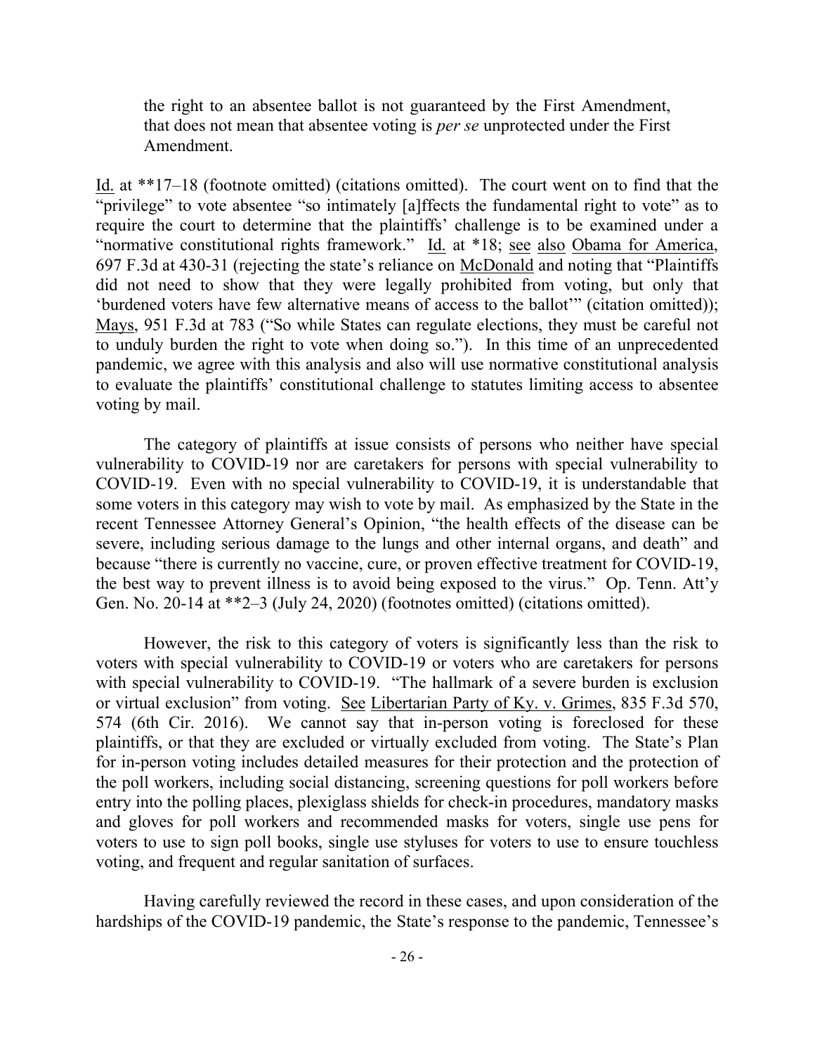> the right to an absentee ballot is not guaranteed by the First Amendment, that does not mean that absentee voting is *per se* unprotected under the First Amendment.

Id. at **17–18 (footnote omitted) (citations omitted). The court went on to find that the "privilege" to vote absentee "so intimately [a]ffects the fundamental right to vote" as to require the court to determine that the plaintiffs' challenge is to be examined under a "normative constitutional rights framework." Id. at *18; see also Obama for America, 697 F.3d at 430-31 (rejecting the state's reliance on McDonald and noting that "Plaintiffs did not need to show that they were legally prohibited from voting, but only that 'burdened voters have few alternative means of access to the ballot'" (citation omitted)); Mays, 951 F.3d at 783 ("So while States can regulate elections, they must be careful not to unduly burden the right to vote when doing so."). In this time of an unprecedented pandemic, we agree with this analysis and also will use normative constitutional analysis to evaluate the plaintiffs' constitutional challenge to statutes limiting access to absentee voting by mail.

The category of plaintiffs at issue consists of persons who neither have special vulnerability to COVID-19 nor are caretakers for persons with special vulnerability to COVID-19. Even with no special vulnerability to COVID-19, it is understandable that some voters in this category may wish to vote by mail. As emphasized by the State in the recent Tennessee Attorney General's Opinion, "the health effects of the disease can be severe, including serious damage to the lungs and other internal organs, and death" and because "there is currently no vaccine, cure, or proven effective treatment for COVID-19, the best way to prevent illness is to avoid being exposed to the virus." Op. Tenn. Att'y Gen. No. 20-14 at **2–3 (July 24, 2020) (footnotes omitted) (citations omitted).

However, the risk to this category of voters is significantly less than the risk to voters with special vulnerability to COVID-19 or voters who are caretakers for persons with special vulnerability to COVID-19. "The hallmark of a severe burden is exclusion or virtual exclusion" from voting. See Libertarian Party of Ky. v. Grimes, 835 F.3d 570, 574 (6th Cir. 2016). We cannot say that in-person voting is foreclosed for these plaintiffs, or that they are excluded or virtually excluded from voting. The State's Plan for in-person voting includes detailed measures for their protection and the protection of the poll workers, including social distancing, screening questions for poll workers before entry into the polling places, plexiglass shields for check-in procedures, mandatory masks and gloves for poll workers and recommended masks for voters, single use pens for voters to use to sign poll books, single use styluses for voters to use to ensure touchless voting, and frequent and regular sanitation of surfaces.

Having carefully reviewed the record in these cases, and upon consideration of the hardships of the COVID-19 pandemic, the State's response to the pandemic, Tennessee's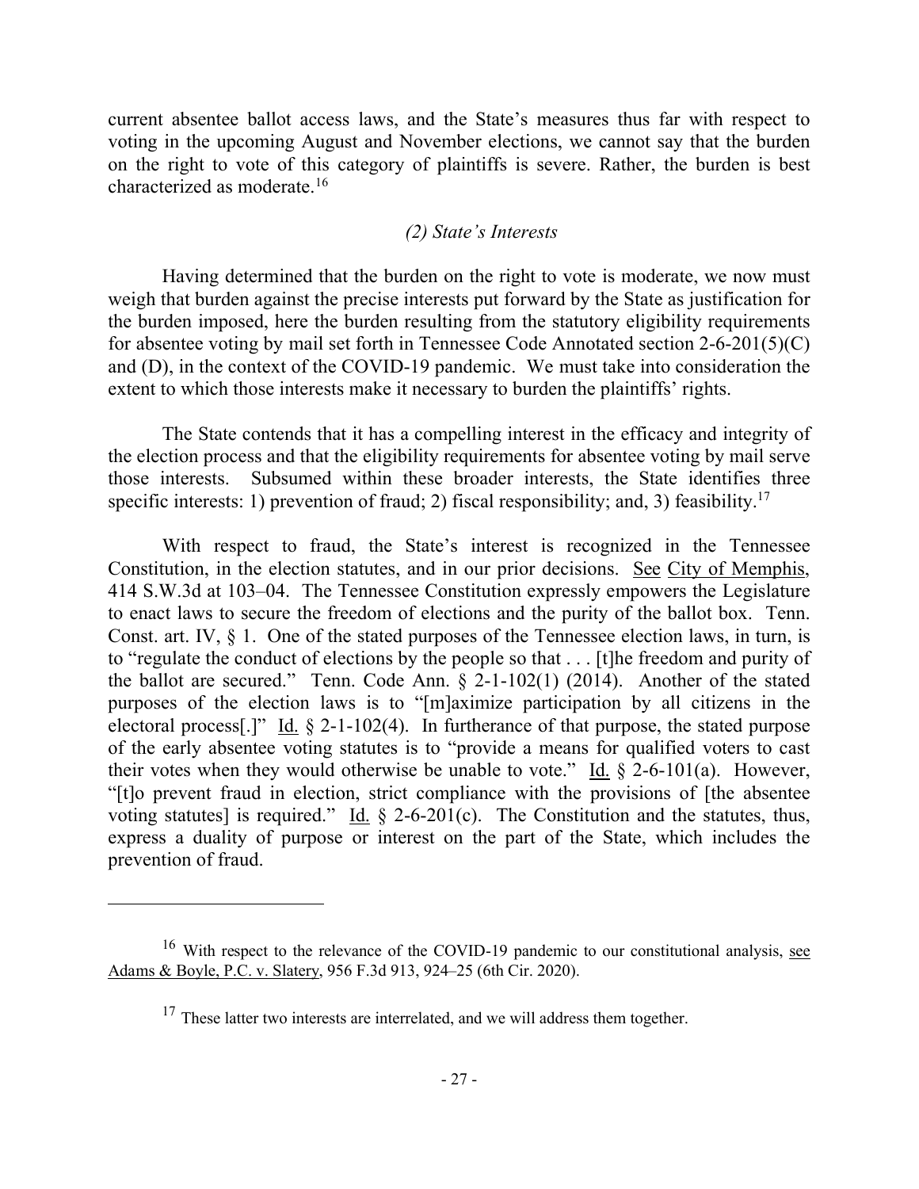current absentee ballot access laws, and the State's measures thus far with respect to voting in the upcoming August and November elections, we cannot say that the burden on the right to vote of this category of plaintiffs is severe. Rather, the burden is best characterized as moderate.[16]

### *(2) State's Interests*

Having determined that the burden on the right to vote is moderate, we now must weigh that burden against the precise interests put forward by the State as justification for the burden imposed, here the burden resulting from the statutory eligibility requirements for absentee voting by mail set forth in Tennessee Code Annotated section 2-6-201(5)(C) and (D), in the context of the COVID-19 pandemic. We must take into consideration the extent to which those interests make it necessary to burden the plaintiffs' rights.

The State contends that it has a compelling interest in the efficacy and integrity of the election process and that the eligibility requirements for absentee voting by mail serve those interests. Subsumed within these broader interests, the State identifies three specific interests: 1) prevention of fraud; 2) fiscal responsibility; and, 3) feasibility.[17]

With respect to fraud, the State's interest is recognized in the Tennessee Constitution, in the election statutes, and in our prior decisions. See City of Memphis, 414 S.W.3d at 103–04. The Tennessee Constitution expressly empowers the Legislature to enact laws to secure the freedom of elections and the purity of the ballot box. Tenn. Const. art. IV, § 1. One of the stated purposes of the Tennessee election laws, in turn, is to "regulate the conduct of elections by the people so that . . . [t]he freedom and purity of the ballot are secured." Tenn. Code Ann. § 2-1-102(1) (2014). Another of the stated purposes of the election laws is to "[m]aximize participation by all citizens in the electoral process[.]" Id. § 2-1-102(4). In furtherance of that purpose, the stated purpose of the early absentee voting statutes is to "provide a means for qualified voters to cast their votes when they would otherwise be unable to vote." Id. § 2-6-101(a). However, "[t]o prevent fraud in election, strict compliance with the provisions of [the absentee voting statutes] is required." Id. § 2-6-201(c). The Constitution and the statutes, thus, express a duality of purpose or interest on the part of the State, which includes the prevention of fraud.

---

[16] With respect to the relevance of the COVID-19 pandemic to our constitutional analysis, see Adams & Boyle, P.C. v. Slatery, 956 F.3d 913, 924–25 (6th Cir. 2020).

[17] These latter two interests are interrelated, and we will address them together.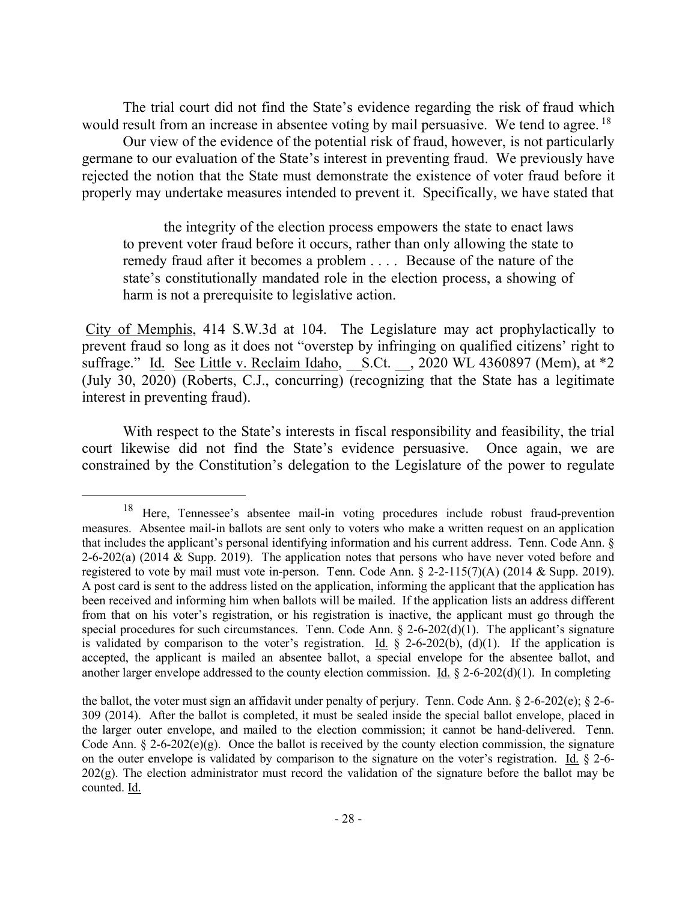The trial court did not find the State's evidence regarding the risk of fraud which would result from an increase in absentee voting by mail persuasive. We tend to agree.[18]

Our view of the evidence of the potential risk of fraud, however, is not particularly germane to our evaluation of the State's interest in preventing fraud. We previously have rejected the notion that the State must demonstrate the existence of voter fraud before it properly may undertake measures intended to prevent it. Specifically, we have stated that

> the integrity of the election process empowers the state to enact laws to prevent voter fraud before it occurs, rather than only allowing the state to remedy fraud after it becomes a problem . . . . Because of the nature of the state's constitutionally mandated role in the election process, a showing of harm is not a prerequisite to legislative action.

City of Memphis, 414 S.W.3d at 104. The Legislature may act prophylactically to prevent fraud so long as it does not "overstep by infringing on qualified citizens' right to suffrage." Id. See Little v. Reclaim Idaho, __S.Ct. __, 2020 WL 4360897 (Mem), at *2 (July 30, 2020) (Roberts, C.J., concurring) (recognizing that the State has a legitimate interest in preventing fraud).

With respect to the State's interests in fiscal responsibility and feasibility, the trial court likewise did not find the State's evidence persuasive. Once again, we are constrained by the Constitution's delegation to the Legislature of the power to regulate

---

[18] Here, Tennessee's absentee mail-in voting procedures include robust fraud-prevention measures. Absentee mail-in ballots are sent only to voters who make a written request on an application that includes the applicant's personal identifying information and his current address. Tenn. Code Ann. § 2-6-202(a) (2014 & Supp. 2019). The application notes that persons who have never voted before and registered to vote by mail must vote in-person. Tenn. Code Ann. § 2-2-115(7)(A) (2014 & Supp. 2019). A post card is sent to the address listed on the application, informing the applicant that the application has been received and informing him when ballots will be mailed. If the application lists an address different from that on his voter's registration, or his registration is inactive, the applicant must go through the special procedures for such circumstances. Tenn. Code Ann. § 2-6-202(d)(1). The applicant's signature is validated by comparison to the voter's registration. Id. § 2-6-202(b), (d)(1). If the application is accepted, the applicant is mailed an absentee ballot, a special envelope for the absentee ballot, and another larger envelope addressed to the county election commission. Id. § 2-6-202(d)(1). In completing the ballot, the voter must sign an affidavit under penalty of perjury. Tenn. Code Ann. § 2-6-202(e); § 2-6-309 (2014). After the ballot is completed, it must be sealed inside the special ballot envelope, placed in the larger outer envelope, and mailed to the election commission; it cannot be hand-delivered. Tenn. Code Ann. § 2-6-202(e)(g). Once the ballot is received by the county election commission, the signature on the outer envelope is validated by comparison to the signature on the voter's registration. Id. § 2-6-202(g). The election administrator must record the validation of the signature before the ballot may be counted. Id.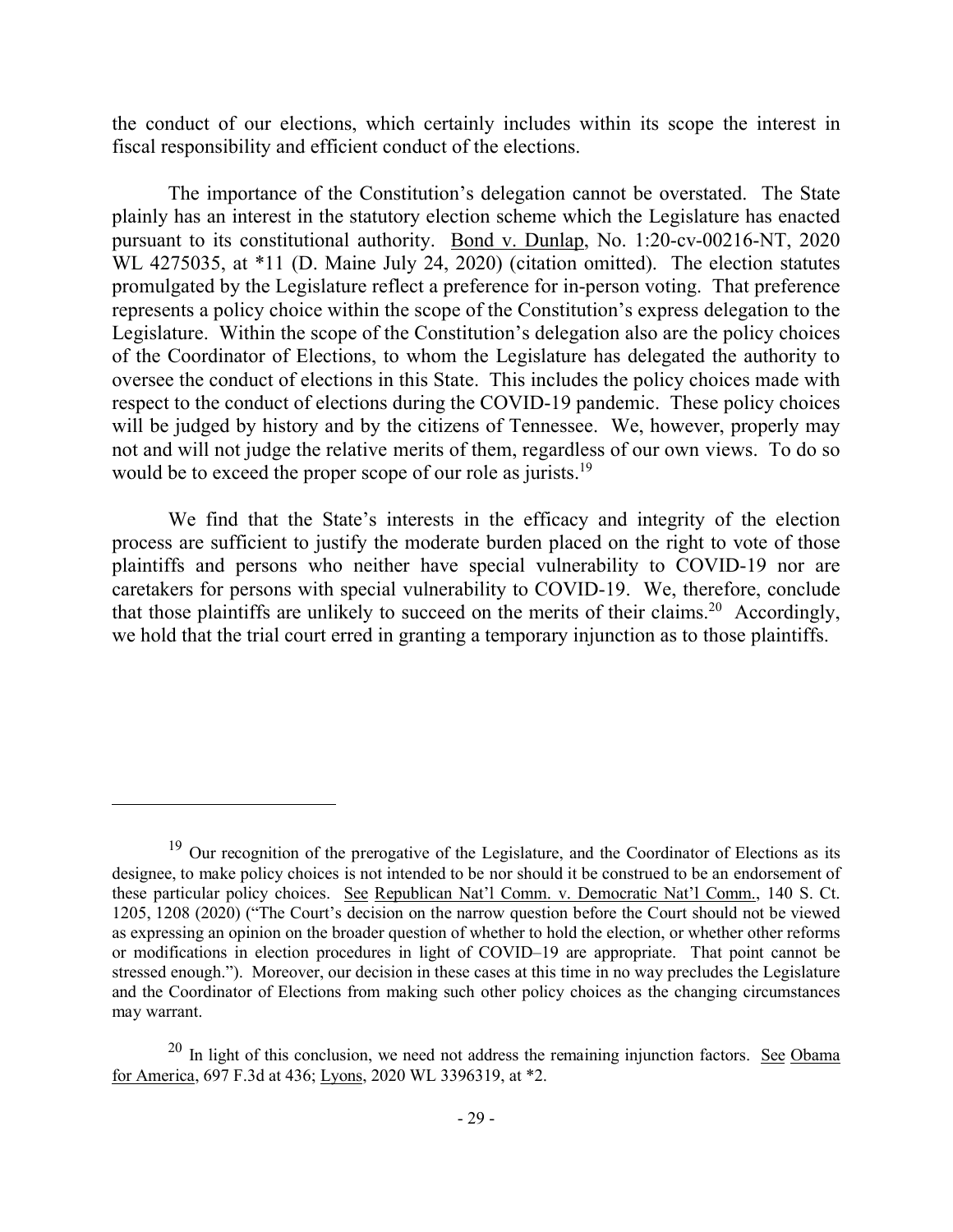the conduct of our elections, which certainly includes within its scope the interest in fiscal responsibility and efficient conduct of the elections.

The importance of the Constitution's delegation cannot be overstated. The State plainly has an interest in the statutory election scheme which the Legislature has enacted pursuant to its constitutional authority. Bond v. Dunlap, No. 1:20-cv-00216-NT, 2020 WL 4275035, at *11 (D. Maine July 24, 2020) (citation omitted). The election statutes promulgated by the Legislature reflect a preference for in-person voting. That preference represents a policy choice within the scope of the Constitution's express delegation to the Legislature. Within the scope of the Constitution's delegation also are the policy choices of the Coordinator of Elections, to whom the Legislature has delegated the authority to oversee the conduct of elections in this State. This includes the policy choices made with respect to the conduct of elections during the COVID-19 pandemic. These policy choices will be judged by history and by the citizens of Tennessee. We, however, properly may not and will not judge the relative merits of them, regardless of our own views. To do so would be to exceed the proper scope of our role as jurists.[19]

We find that the State's interests in the efficacy and integrity of the election process are sufficient to justify the moderate burden placed on the right to vote of those plaintiffs and persons who neither have special vulnerability to COVID-19 nor are caretakers for persons with special vulnerability to COVID-19. We, therefore, conclude that those plaintiffs are unlikely to succeed on the merits of their claims.[20] Accordingly, we hold that the trial court erred in granting a temporary injunction as to those plaintiffs.

---

[19] Our recognition of the prerogative of the Legislature, and the Coordinator of Elections as its designee, to make policy choices is not intended to be nor should it be construed to be an endorsement of these particular policy choices. See Republican Nat'l Comm. v. Democratic Nat'l Comm., 140 S. Ct. 1205, 1208 (2020) ("The Court's decision on the narrow question before the Court should not be viewed as expressing an opinion on the broader question of whether to hold the election, or whether other reforms or modifications in election procedures in light of COVID–19 are appropriate. That point cannot be stressed enough."). Moreover, our decision in these cases at this time in no way precludes the Legislature and the Coordinator of Elections from making such other policy choices as the changing circumstances may warrant.

[20] In light of this conclusion, we need not address the remaining injunction factors. See Obama for America, 697 F.3d at 436; Lyons, 2020 WL 3396319, at *2.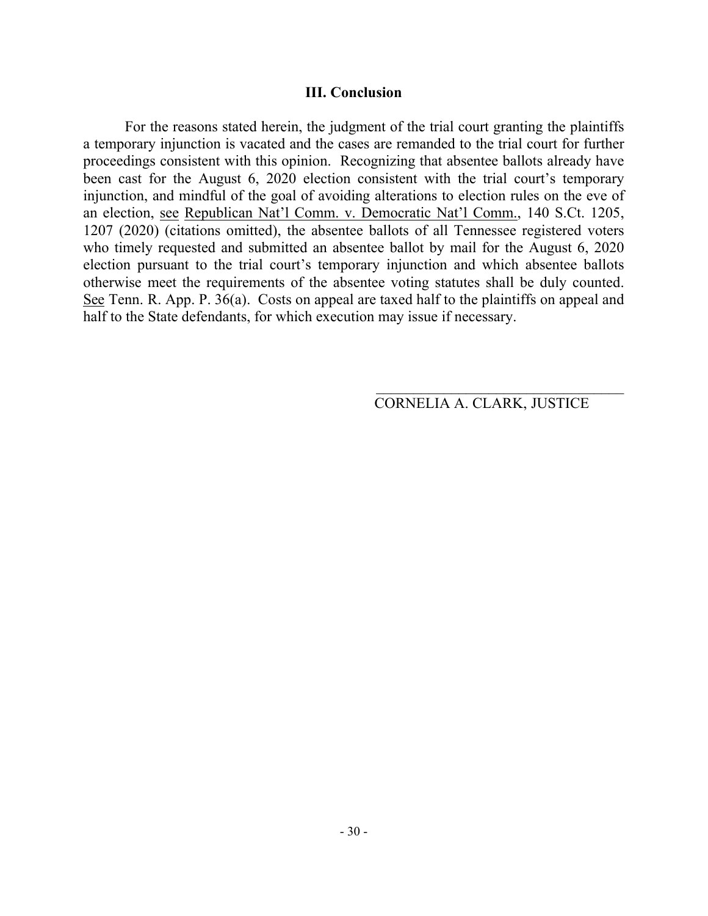### III. Conclusion

For the reasons stated herein, the judgment of the trial court granting the plaintiffs a temporary injunction is vacated and the cases are remanded to the trial court for further proceedings consistent with this opinion. Recognizing that absentee ballots already have been cast for the August 6, 2020 election consistent with the trial court's temporary injunction, and mindful of the goal of avoiding alterations to election rules on the eve of an election, see Republican Nat'l Comm. v. Democratic Nat'l Comm., 140 S.Ct. 1205, 1207 (2020) (citations omitted), the absentee ballots of all Tennessee registered voters who timely requested and submitted an absentee ballot by mail for the August 6, 2020 election pursuant to the trial court's temporary injunction and which absentee ballots otherwise meet the requirements of the absentee voting statutes shall be duly counted. See Tenn. R. App. P. 36(a). Costs on appeal are taxed half to the plaintiffs on appeal and half to the State defendants, for which execution may issue if necessary.

\_\_\_\_\_\_\_\_\_\_\_\_\_\_\_\_\_\_\_\_\_\_\_\_\_\_\_\_\_\_\_\_\_\_\_\_

CORNELIA A. CLARK, JUSTICE